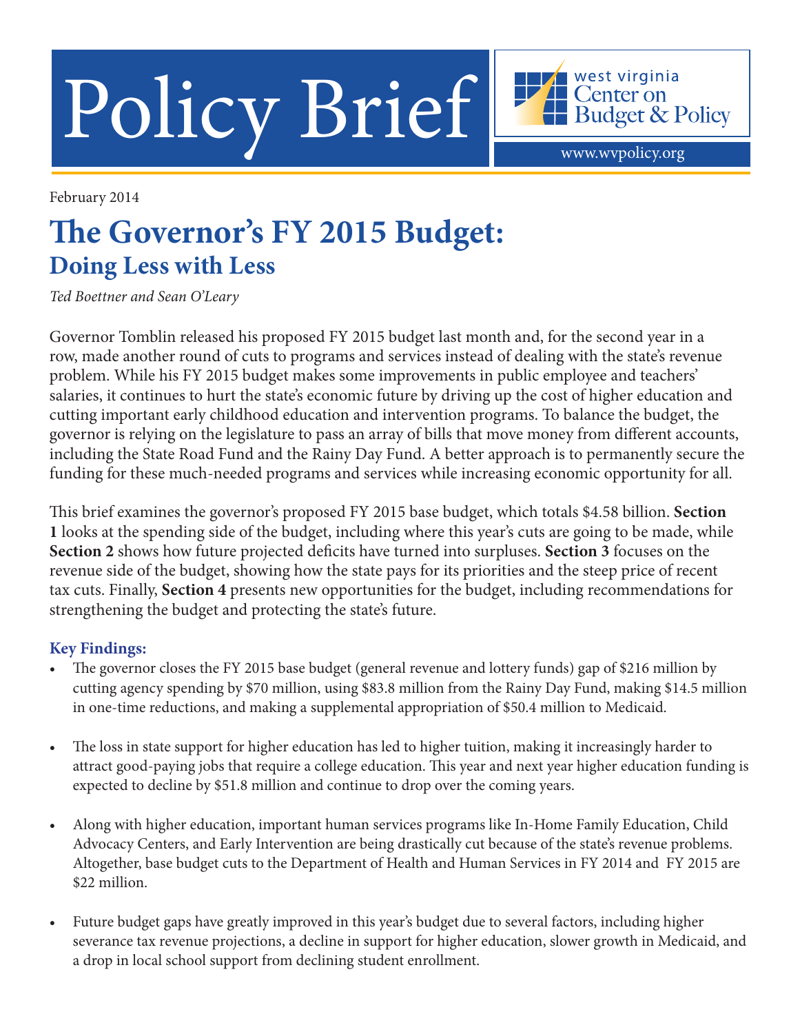# Policy Brief

west virginia Center on Budget & Policy

www.wvpolicy.org

February 2014

## The Governor's FY 2015 Budget:
### Doing Less with Less

*Ted Boettner and Sean O'Leary*

Governor Tomblin released his proposed FY 2015 budget last month and, for the second year in a row, made another round of cuts to programs and services instead of dealing with the state's revenue problem. While his FY 2015 budget makes some improvements in public employee and teachers' salaries, it continues to hurt the state's economic future by driving up the cost of higher education and cutting important early childhood education and intervention programs. To balance the budget, the governor is relying on the legislature to pass an array of bills that move money from different accounts, including the State Road Fund and the Rainy Day Fund. A better approach is to permanently secure the funding for these much-needed programs and services while increasing economic opportunity for all.

This brief examines the governor's proposed FY 2015 base budget, which totals $4.58 billion. **Section 1** looks at the spending side of the budget, including where this year's cuts are going to be made, while **Section 2** shows how future projected deficits have turned into surpluses. **Section 3** focuses on the revenue side of the budget, showing how the state pays for its priorities and the steep price of recent tax cuts. Finally, **Section 4** presents new opportunities for the budget, including recommendations for strengthening the budget and protecting the state's future.

### Key Findings:

- The governor closes the FY 2015 base budget (general revenue and lottery funds) gap of $216 million by cutting agency spending by $70 million, using $83.8 million from the Rainy Day Fund, making $14.5 million in one-time reductions, and making a supplemental appropriation of $50.4 million to Medicaid.
- The loss in state support for higher education has led to higher tuition, making it increasingly harder to attract good-paying jobs that require a college education. This year and next year higher education funding is expected to decline by $51.8 million and continue to drop over the coming years.
- Along with higher education, important human services programs like In-Home Family Education, Child Advocacy Centers, and Early Intervention are being drastically cut because of the state's revenue problems. Altogether, base budget cuts to the Department of Health and Human Services in FY 2014 and FY 2015 are $22 million.
- Future budget gaps have greatly improved in this year's budget due to several factors, including higher severance tax revenue projections, a decline in support for higher education, slower growth in Medicaid, and a drop in local school support from declining student enrollment.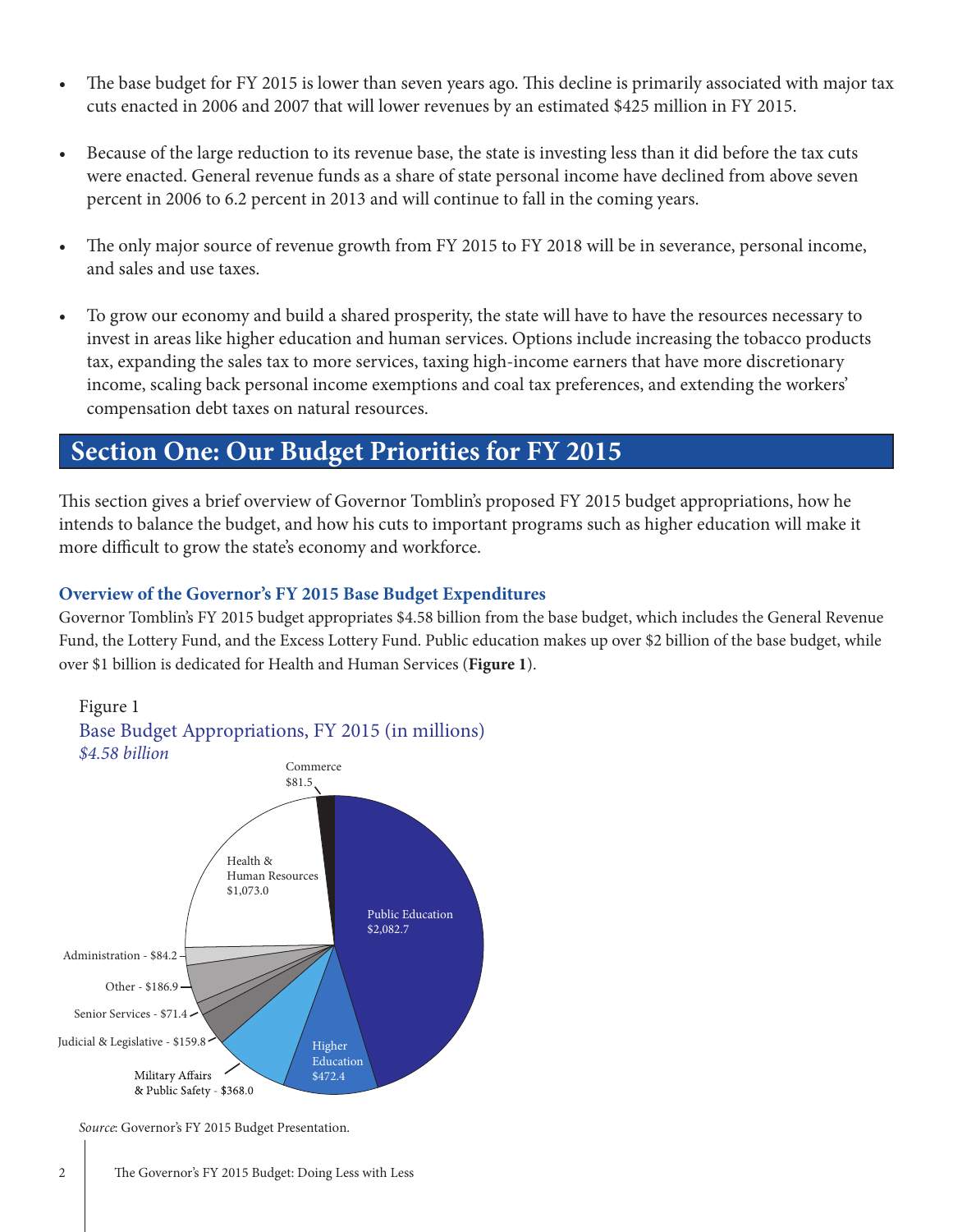- The base budget for FY 2015 is lower than seven years ago. This decline is primarily associated with major tax cuts enacted in 2006 and 2007 that will lower revenues by an estimated $425 million in FY 2015.

- Because of the large reduction to its revenue base, the state is investing less than it did before the tax cuts were enacted. General revenue funds as a share of state personal income have declined from above seven percent in 2006 to 6.2 percent in 2013 and will continue to fall in the coming years.

- The only major source of revenue growth from FY 2015 to FY 2018 will be in severance, personal income, and sales and use taxes.

- To grow our economy and build a shared prosperity, the state will have to have the resources necessary to invest in areas like higher education and human services. Options include increasing the tobacco products tax, expanding the sales tax to more services, taxing high-income earners that have more discretionary income, scaling back personal income exemptions and coal tax preferences, and extending the workers' compensation debt taxes on natural resources.

## Section One: Our Budget Priorities for FY 2015

This section gives a brief overview of Governor Tomblin's proposed FY 2015 budget appropriations, how he intends to balance the budget, and how his cuts to important programs such as higher education will make it more difficult to grow the state's economy and workforce.

### Overview of the Governor's FY 2015 Base Budget Expenditures

Governor Tomblin's FY 2015 budget appropriates $4.58 billion from the base budget, which includes the General Revenue Fund, the Lottery Fund, and the Excess Lottery Fund. Public education makes up over $2 billion of the base budget, while over $1 billion is dedicated for Health and Human Services (**Figure 1**).

Figure 1
Base Budget Appropriations, FY 2015 (in millions)
*$4.58 billion*

| Category | Amount |
| --- | --- |
| Public Education | $2,082.7 |
| Health & Human Resources | $1,073.0 |
| Higher Education | $472.4 |
| Military Affairs & Public Safety | $368.0 |
| Other | $186.9 |
| Judicial & Legislative | $159.8 |
| Administration | $84.2 |
| Commerce | $81.5 |
| Senior Services | $71.4 |

*Source*: Governor's FY 2015 Budget Presentation.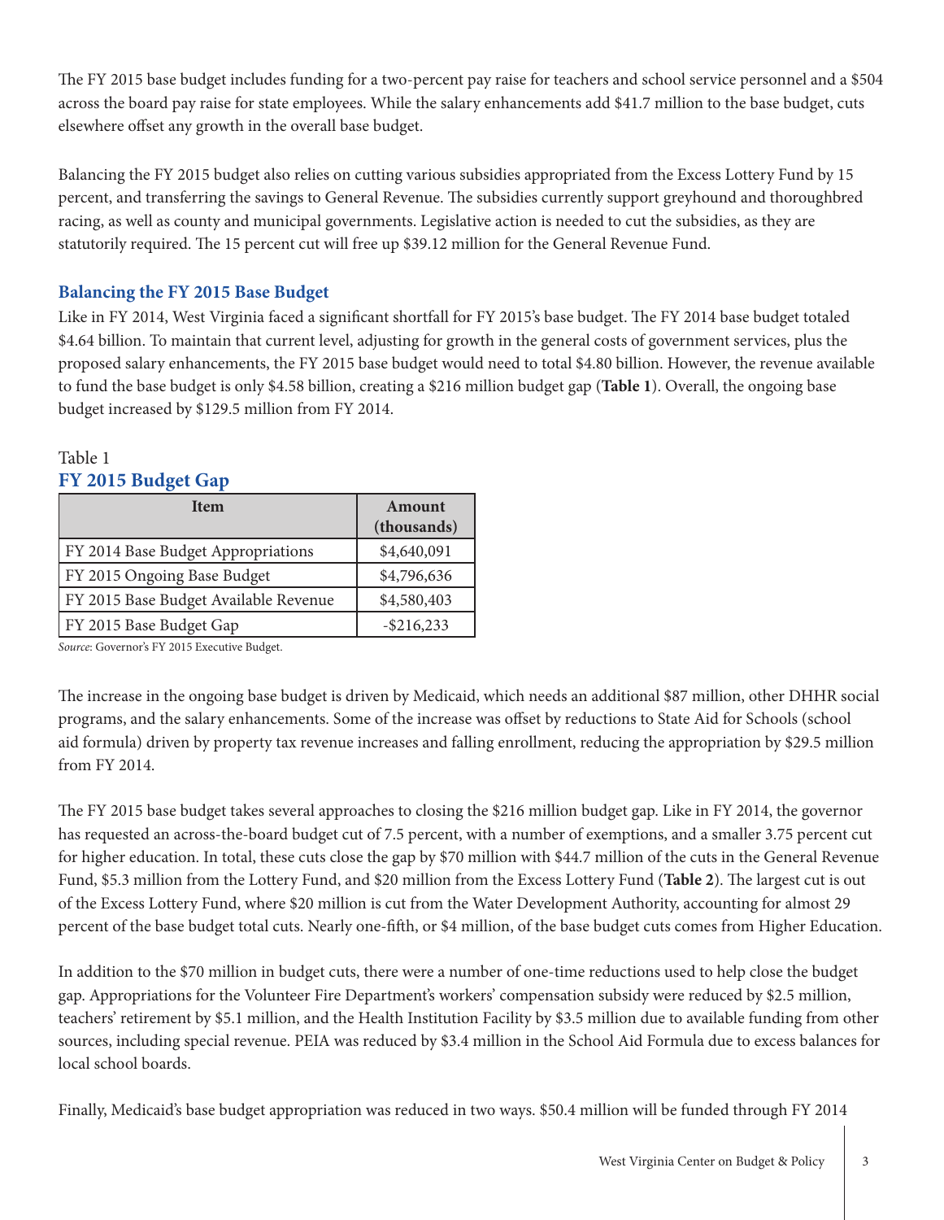The FY 2015 base budget includes funding for a two-percent pay raise for teachers and school service personnel and a $504 across the board pay raise for state employees. While the salary enhancements add $41.7 million to the base budget, cuts elsewhere offset any growth in the overall base budget.

Balancing the FY 2015 budget also relies on cutting various subsidies appropriated from the Excess Lottery Fund by 15 percent, and transferring the savings to General Revenue. The subsidies currently support greyhound and thoroughbred racing, as well as county and municipal governments. Legislative action is needed to cut the subsidies, as they are statutorily required. The 15 percent cut will free up $39.12 million for the General Revenue Fund.

### Balancing the FY 2015 Base Budget

Like in FY 2014, West Virginia faced a significant shortfall for FY 2015's base budget. The FY 2014 base budget totaled $4.64 billion. To maintain that current level, adjusting for growth in the general costs of government services, plus the proposed salary enhancements, the FY 2015 base budget would need to total $4.80 billion. However, the revenue available to fund the base budget is only $4.58 billion, creating a $216 million budget gap (**Table 1**). Overall, the ongoing base budget increased by $129.5 million from FY 2014.

Table 1

**FY 2015 Budget Gap**

| Item | Amount (thousands) |
|---|---|
| FY 2014 Base Budget Appropriations | $4,640,091 |
| FY 2015 Ongoing Base Budget | $4,796,636 |
| FY 2015 Base Budget Available Revenue | $4,580,403 |
| FY 2015 Base Budget Gap | -$216,233 |

*Source*: Governor's FY 2015 Executive Budget.

The increase in the ongoing base budget is driven by Medicaid, which needs an additional $87 million, other DHHR social programs, and the salary enhancements. Some of the increase was offset by reductions to State Aid for Schools (school aid formula) driven by property tax revenue increases and falling enrollment, reducing the appropriation by $29.5 million from FY 2014.

The FY 2015 base budget takes several approaches to closing the $216 million budget gap. Like in FY 2014, the governor has requested an across-the-board budget cut of 7.5 percent, with a number of exemptions, and a smaller 3.75 percent cut for higher education. In total, these cuts close the gap by $70 million with $44.7 million of the cuts in the General Revenue Fund, $5.3 million from the Lottery Fund, and $20 million from the Excess Lottery Fund (**Table 2**). The largest cut is out of the Excess Lottery Fund, where $20 million is cut from the Water Development Authority, accounting for almost 29 percent of the base budget total cuts. Nearly one-fifth, or $4 million, of the base budget cuts comes from Higher Education.

In addition to the $70 million in budget cuts, there were a number of one-time reductions used to help close the budget gap. Appropriations for the Volunteer Fire Department's workers' compensation subsidy were reduced by $2.5 million, teachers' retirement by $5.1 million, and the Health Institution Facility by $3.5 million due to available funding from other sources, including special revenue. PEIA was reduced by $3.4 million in the School Aid Formula due to excess balances for local school boards.

Finally, Medicaid's base budget appropriation was reduced in two ways. $50.4 million will be funded through FY 2014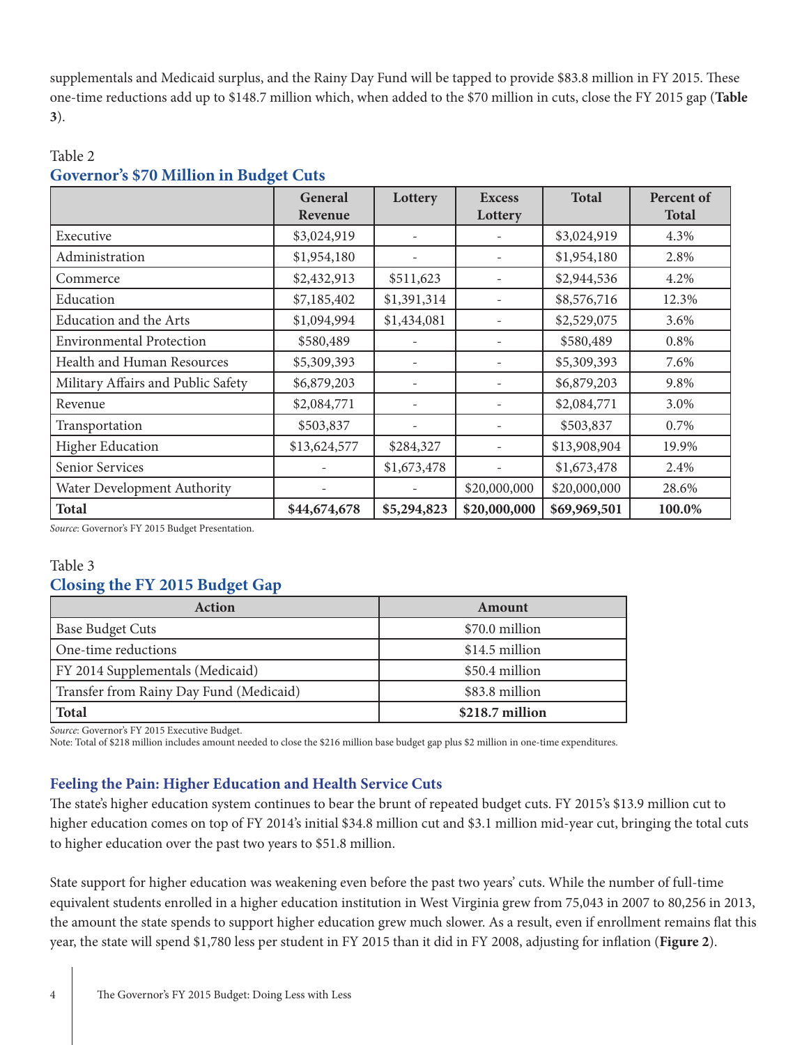supplementals and Medicaid surplus, and the Rainy Day Fund will be tapped to provide $83.8 million in FY 2015. These one-time reductions add up to $148.7 million which, when added to the $70 million in cuts, close the FY 2015 gap (**Table 3**).

Table 2

### Governor's $70 Million in Budget Cuts

| | General Revenue | Lottery | Excess Lottery | Total | Percent of Total |
|---|---|---|---|---|---|
| Executive | $3,024,919 | - | - | $3,024,919 | 4.3% |
| Administration | $1,954,180 | - | - | $1,954,180 | 2.8% |
| Commerce | $2,432,913 | $511,623 | - | $2,944,536 | 4.2% |
| Education | $7,185,402 | $1,391,314 | - | $8,576,716 | 12.3% |
| Education and the Arts | $1,094,994 | $1,434,081 | - | $2,529,075 | 3.6% |
| Environmental Protection | $580,489 | - | - | $580,489 | 0.8% |
| Health and Human Resources | $5,309,393 | - | - | $5,309,393 | 7.6% |
| Military Affairs and Public Safety | $6,879,203 | - | - | $6,879,203 | 9.8% |
| Revenue | $2,084,771 | - | - | $2,084,771 | 3.0% |
| Transportation | $503,837 | - | - | $503,837 | 0.7% |
| Higher Education | $13,624,577 | $284,327 | - | $13,908,904 | 19.9% |
| Senior Services | - | $1,673,478 | - | $1,673,478 | 2.4% |
| Water Development Authority | - | - | $20,000,000 | $20,000,000 | 28.6% |
| **Total** | **$44,674,678** | **$5,294,823** | **$20,000,000** | **$69,969,501** | **100.0%** |

*Source*: Governor's FY 2015 Budget Presentation.

Table 3

### Closing the FY 2015 Budget Gap

| Action | Amount |
|---|---|
| Base Budget Cuts | $70.0 million |
| One-time reductions | $14.5 million |
| FY 2014 Supplementals (Medicaid) | $50.4 million |
| Transfer from Rainy Day Fund (Medicaid) | $83.8 million |
| **Total** | **$218.7 million** |

*Source*: Governor's FY 2015 Executive Budget.
Note: Total of $218 million includes amount needed to close the $216 million base budget gap plus $2 million in one-time expenditures.

### Feeling the Pain: Higher Education and Health Service Cuts

The state's higher education system continues to bear the brunt of repeated budget cuts. FY 2015's $13.9 million cut to higher education comes on top of FY 2014's initial $34.8 million cut and $3.1 million mid-year cut, bringing the total cuts to higher education over the past two years to $51.8 million.

State support for higher education was weakening even before the past two years' cuts. While the number of full-time equivalent students enrolled in a higher education institution in West Virginia grew from 75,043 in 2007 to 80,256 in 2013, the amount the state spends to support higher education grew much slower. As a result, even if enrollment remains flat this year, the state will spend $1,780 less per student in FY 2015 than it did in FY 2008, adjusting for inflation (**Figure 2**).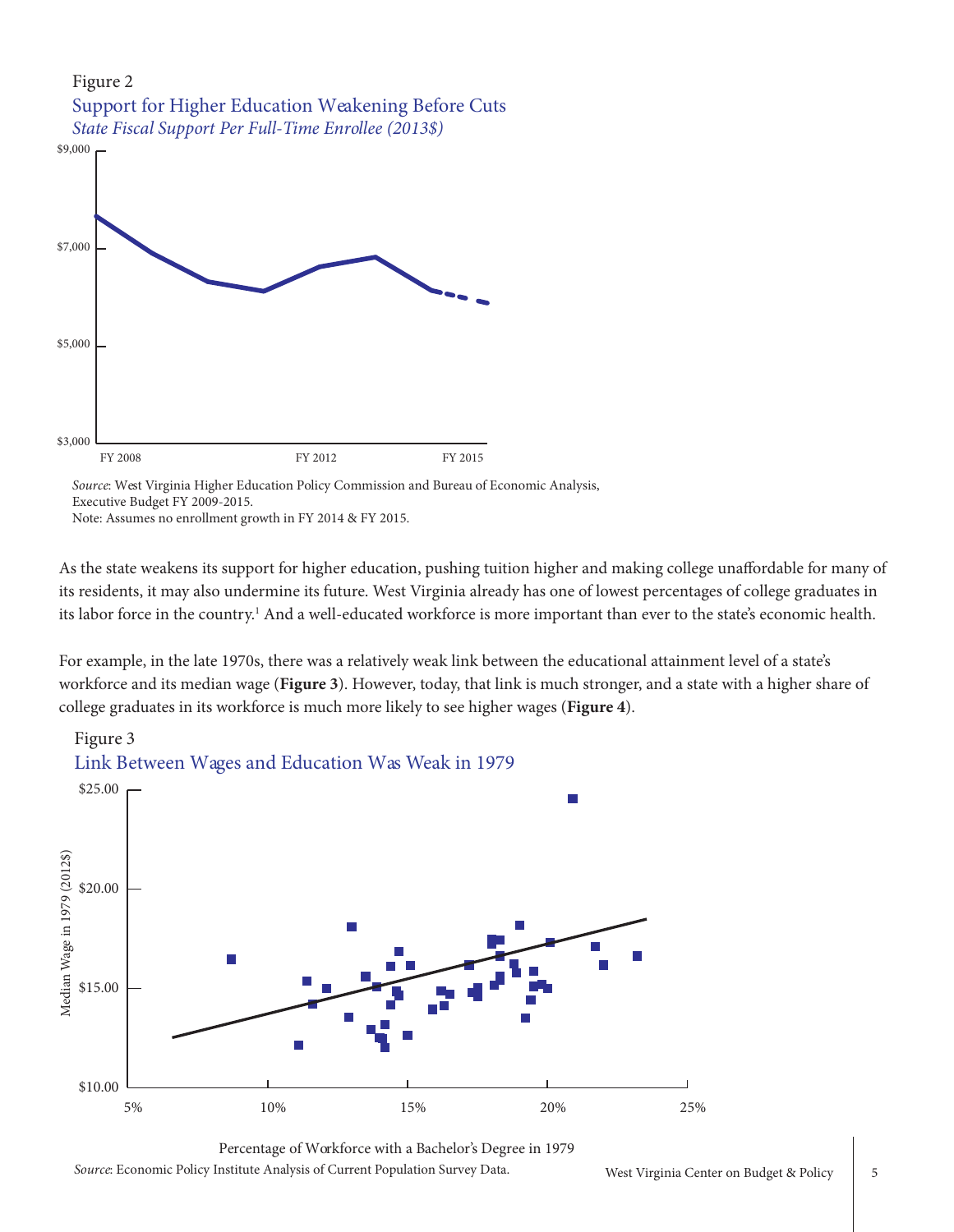Figure 2

## Support for Higher Education Weakening Before Cuts

*State Fiscal Support Per Full-Time Enrollee (2013$)*

*Source*: West Virginia Higher Education Policy Commission and Bureau of Economic Analysis, Executive Budget FY 2009-2015.
Note: Assumes no enrollment growth in FY 2014 & FY 2015.

As the state weakens its support for higher education, pushing tuition higher and making college unaffordable for many of its residents, it may also undermine its future. West Virginia already has one of lowest percentages of college graduates in its labor force in the country.[1] And a well-educated workforce is more important than ever to the state's economic health.

For example, in the late 1970s, there was a relatively weak link between the educational attainment level of a state's workforce and its median wage (**Figure 3**). However, today, that link is much stronger, and a state with a higher share of college graduates in its workforce is much more likely to see higher wages (**Figure 4**).

Figure 3

## Link Between Wages and Education Was Weak in 1979

*Source*: Economic Policy Institute Analysis of Current Population Survey Data.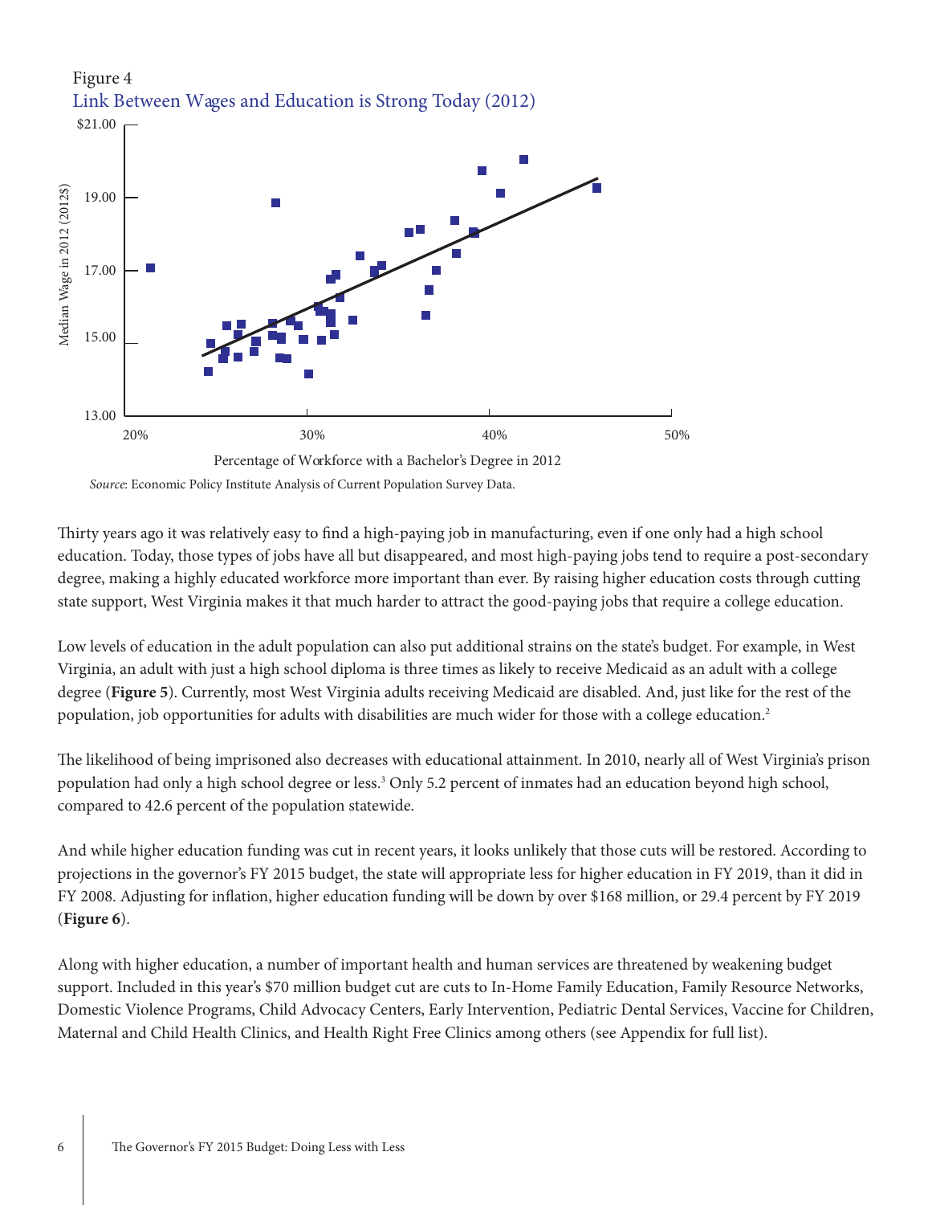Figure 4

Link Between Wages and Education is Strong Today (2012)

Source: Economic Policy Institute Analysis of Current Population Survey Data.

Thirty years ago it was relatively easy to find a high-paying job in manufacturing, even if one only had a high school education. Today, those types of jobs have all but disappeared, and most high-paying jobs tend to require a post-secondary degree, making a highly educated workforce more important than ever. By raising higher education costs through cutting state support, West Virginia makes it that much harder to attract the good-paying jobs that require a college education.

Low levels of education in the adult population can also put additional strains on the state's budget. For example, in West Virginia, an adult with just a high school diploma is three times as likely to receive Medicaid as an adult with a college degree (**Figure 5**). Currently, most West Virginia adults receiving Medicaid are disabled. And, just like for the rest of the population, job opportunities for adults with disabilities are much wider for those with a college education.[2]

The likelihood of being imprisoned also decreases with educational attainment. In 2010, nearly all of West Virginia's prison population had only a high school degree or less.[3] Only 5.2 percent of inmates had an education beyond high school, compared to 42.6 percent of the population statewide.

And while higher education funding was cut in recent years, it looks unlikely that those cuts will be restored. According to projections in the governor's FY 2015 budget, the state will appropriate less for higher education in FY 2019, than it did in FY 2008. Adjusting for inflation, higher education funding will be down by over $168 million, or 29.4 percent by FY 2019 (**Figure 6**).

Along with higher education, a number of important health and human services are threatened by weakening budget support. Included in this year's $70 million budget cut are cuts to In-Home Family Education, Family Resource Networks, Domestic Violence Programs, Child Advocacy Centers, Early Intervention, Pediatric Dental Services, Vaccine for Children, Maternal and Child Health Clinics, and Health Right Free Clinics among others (see Appendix for full list).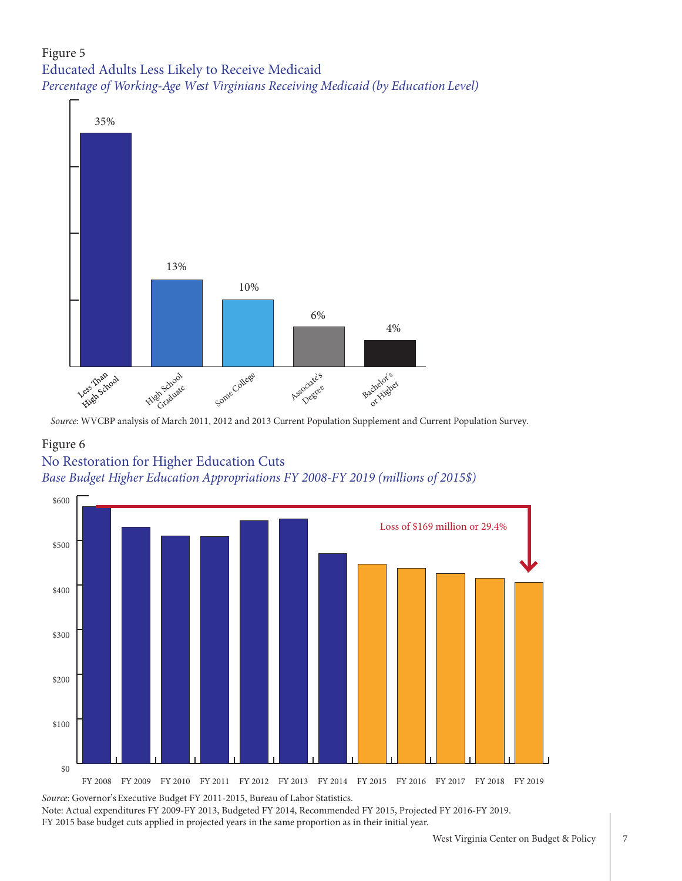Figure 5

Educated Adults Less Likely to Receive Medicaid

*Percentage of Working-Age West Virginians Receiving Medicaid (by Education Level)*

| Education Level | Percentage |
|---|---|
| Less Than High School | 35% |
| High School Graduate | 13% |
| Some College | 10% |
| Associate's Degree | 6% |
| Bachelor's or Higher | 4% |

*Source*: WVCBP analysis of March 2011, 2012 and 2013 Current Population Supplement and Current Population Survey.

Figure 6

No Restoration for Higher Education Cuts

*Base Budget Higher Education Appropriations FY 2008-FY 2019 (millions of 2015$)*

Loss of $169 million or 29.4%

*Source*: Governor's Executive Budget FY 2011-2015, Bureau of Labor Statistics.

Note: Actual expenditures FY 2009-FY 2013, Budgeted FY 2014, Recommended FY 2015, Projected FY 2016-FY 2019.

FY 2015 base budget cuts applied in projected years in the same proportion as in their initial year.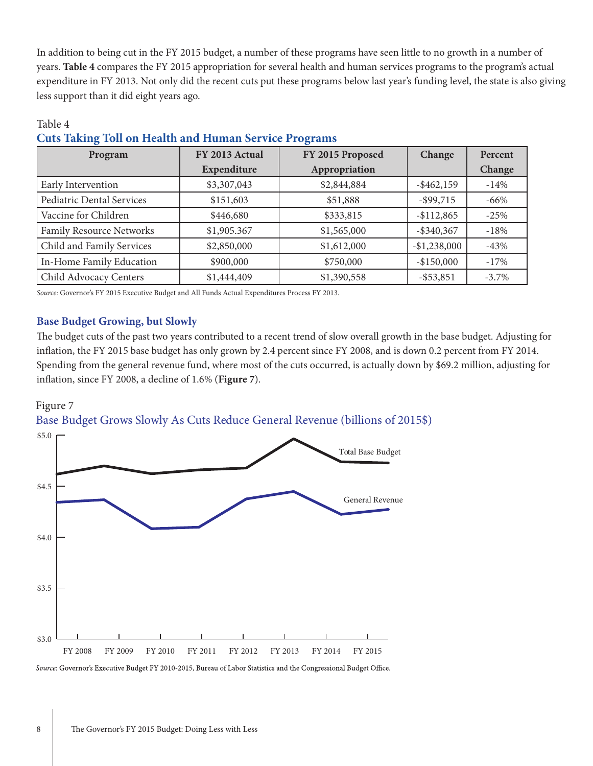In addition to being cut in the FY 2015 budget, a number of these programs have seen little to no growth in a number of years. **Table 4** compares the FY 2015 appropriation for several health and human services programs to the program's actual expenditure in FY 2013. Not only did the recent cuts put these programs below last year's funding level, the state is also giving less support than it did eight years ago.

Table 4

### Cuts Taking Toll on Health and Human Service Programs

| Program | FY 2013 Actual Expenditure | FY 2015 Proposed Appropriation | Change | Percent Change |
|---|---|---|---|---|
| Early Intervention | $3,307,043 | $2,844,884 | -$462,159 | -14% |
| Pediatric Dental Services | $151,603 | $51,888 | -$99,715 | -66% |
| Vaccine for Children | $446,680 | $333,815 | -$112,865 | -25% |
| Family Resource Networks | $1,905.367 | $1,565,000 | -$340,367 | -18% |
| Child and Family Services | $2,850,000 | $1,612,000 | -$1,238,000 | -43% |
| In-Home Family Education | $900,000 | $750,000 | -$150,000 | -17% |
| Child Advocacy Centers | $1,444,409 | $1,390,558 | -$53,851 | -3.7% |

*Source*: Governor's FY 2015 Executive Budget and All Funds Actual Expenditures Process FY 2013.

## Base Budget Growing, but Slowly

The budget cuts of the past two years contributed to a recent trend of slow overall growth in the base budget. Adjusting for inflation, the FY 2015 base budget has only grown by 2.4 percent since FY 2008, and is down 0.2 percent from FY 2014. Spending from the general revenue fund, where most of the cuts occurred, is actually down by $69.2 million, adjusting for inflation, since FY 2008, a decline of 1.6% (**Figure 7**).

Figure 7

Base Budget Grows Slowly As Cuts Reduce General Revenue (billions of 2015$)

*Source*: Governor's Executive Budget FY 2010-2015, Bureau of Labor Statistics and the Congressional Budget Office.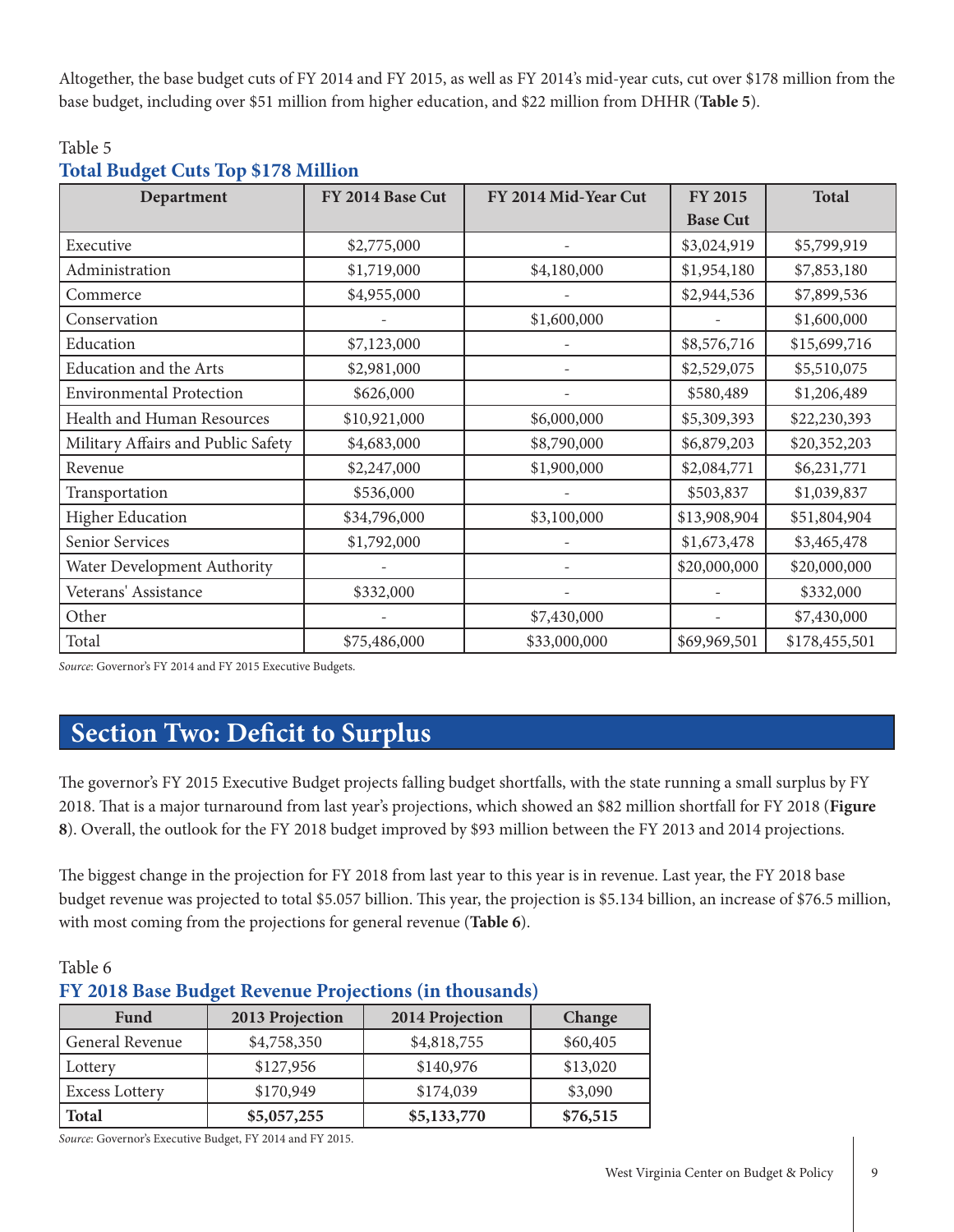Altogether, the base budget cuts of FY 2014 and FY 2015, as well as FY 2014's mid-year cuts, cut over $178 million from the base budget, including over $51 million from higher education, and $22 million from DHHR (**Table 5**).

Table 5
**Total Budget Cuts Top $178 Million**

| Department | FY 2014 Base Cut | FY 2014 Mid-Year Cut | FY 2015 Base Cut | Total |
|---|---|---|---|---|
| Executive | $2,775,000 | - | $3,024,919 | $5,799,919 |
| Administration | $1,719,000 | $4,180,000 | $1,954,180 | $7,853,180 |
| Commerce | $4,955,000 | - | $2,944,536 | $7,899,536 |
| Conservation | - | $1,600,000 | - | $1,600,000 |
| Education | $7,123,000 | - | $8,576,716 | $15,699,716 |
| Education and the Arts | $2,981,000 | - | $2,529,075 | $5,510,075 |
| Environmental Protection | $626,000 | - | $580,489 | $1,206,489 |
| Health and Human Resources | $10,921,000 | $6,000,000 | $5,309,393 | $22,230,393 |
| Military Affairs and Public Safety | $4,683,000 | $8,790,000 | $6,879,203 | $20,352,203 |
| Revenue | $2,247,000 | $1,900,000 | $2,084,771 | $6,231,771 |
| Transportation | $536,000 | - | $503,837 | $1,039,837 |
| Higher Education | $34,796,000 | $3,100,000 | $13,908,904 | $51,804,904 |
| Senior Services | $1,792,000 | - | $1,673,478 | $3,465,478 |
| Water Development Authority | - | - | $20,000,000 | $20,000,000 |
| Veterans' Assistance | $332,000 | - | - | $332,000 |
| Other | - | $7,430,000 | - | $7,430,000 |
| Total | $75,486,000 | $33,000,000 | $69,969,501 | $178,455,501 |

*Source*: Governor's FY 2014 and FY 2015 Executive Budgets.

## Section Two: Deficit to Surplus

The governor's FY 2015 Executive Budget projects falling budget shortfalls, with the state running a small surplus by FY 2018. That is a major turnaround from last year's projections, which showed an $82 million shortfall for FY 2018 (**Figure 8**). Overall, the outlook for the FY 2018 budget improved by $93 million between the FY 2013 and 2014 projections.

The biggest change in the projection for FY 2018 from last year to this year is in revenue. Last year, the FY 2018 base budget revenue was projected to total $5.057 billion. This year, the projection is $5.134 billion, an increase of $76.5 million, with most coming from the projections for general revenue (**Table 6**).

Table 6
**FY 2018 Base Budget Revenue Projections (in thousands)**

| Fund | 2013 Projection | 2014 Projection | Change |
|---|---|---|---|
| General Revenue | $4,758,350 | $4,818,755 | $60,405 |
| Lottery | $127,956 | $140,976 | $13,020 |
| Excess Lottery | $170,949 | $174,039 | $3,090 |
| **Total** | **$5,057,255** | **$5,133,770** | **$76,515** |

*Source*: Governor's Executive Budget, FY 2014 and FY 2015.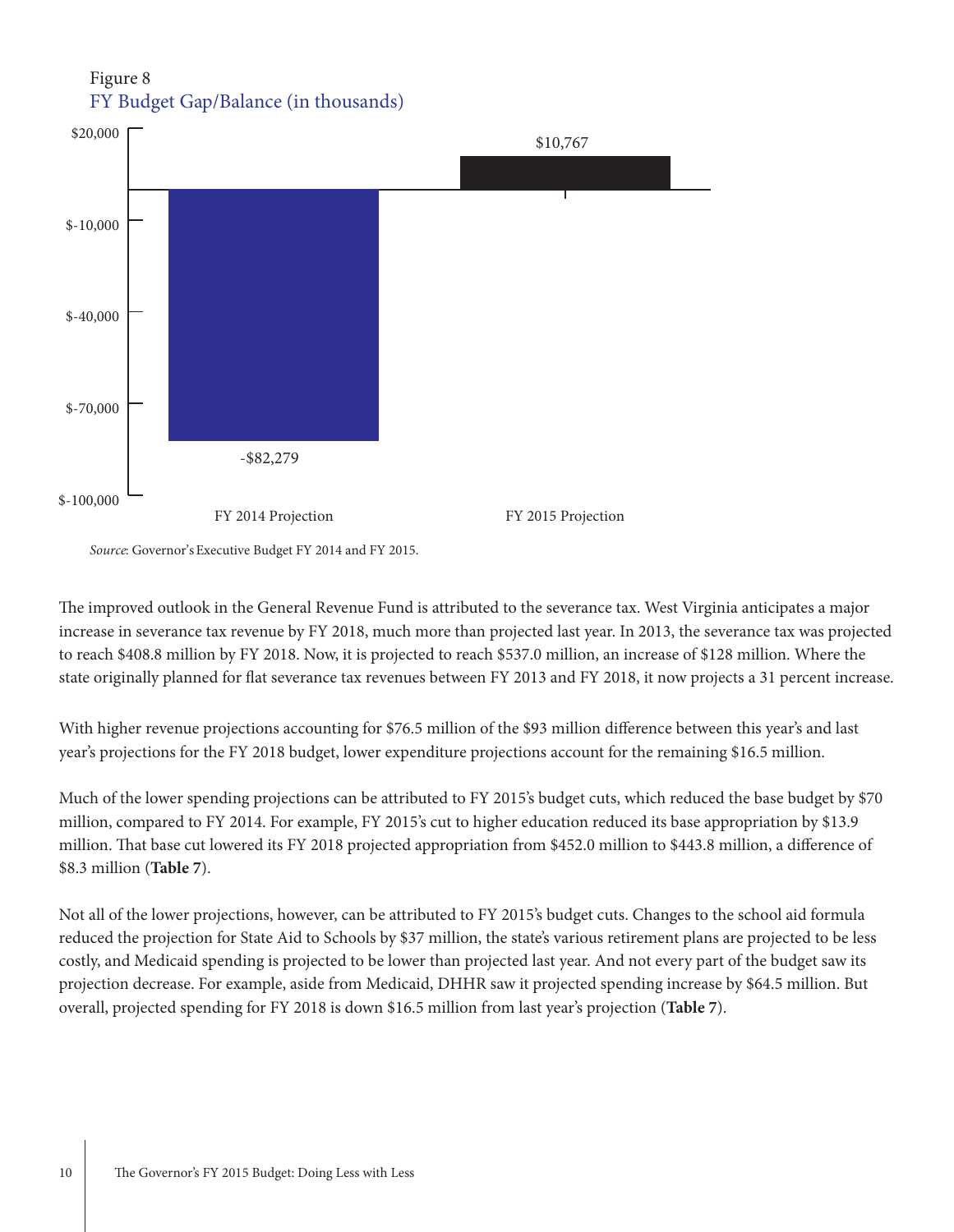Figure 8

FY Budget Gap/Balance (in thousands)

| | FY 2014 Projection | FY 2015 Projection |
|---|---|---|
| Budget Gap/Balance | -$82,279 | $10,767 |

*Source*: Governor's Executive Budget FY 2014 and FY 2015.

The improved outlook in the General Revenue Fund is attributed to the severance tax. West Virginia anticipates a major increase in severance tax revenue by FY 2018, much more than projected last year. In 2013, the severance tax was projected to reach $408.8 million by FY 2018. Now, it is projected to reach $537.0 million, an increase of $128 million. Where the state originally planned for flat severance tax revenues between FY 2013 and FY 2018, it now projects a 31 percent increase.

With higher revenue projections accounting for $76.5 million of the $93 million difference between this year's and last year's projections for the FY 2018 budget, lower expenditure projections account for the remaining $16.5 million.

Much of the lower spending projections can be attributed to FY 2015's budget cuts, which reduced the base budget by $70 million, compared to FY 2014. For example, FY 2015's cut to higher education reduced its base appropriation by $13.9 million. That base cut lowered its FY 2018 projected appropriation from $452.0 million to $443.8 million, a difference of $8.3 million (**Table 7**).

Not all of the lower projections, however, can be attributed to FY 2015's budget cuts. Changes to the school aid formula reduced the projection for State Aid to Schools by $37 million, the state's various retirement plans are projected to be less costly, and Medicaid spending is projected to be lower than projected last year. And not every part of the budget saw its projection decrease. For example, aside from Medicaid, DHHR saw it projected spending increase by $64.5 million. But overall, projected spending for FY 2018 is down $16.5 million from last year's projection (**Table 7**).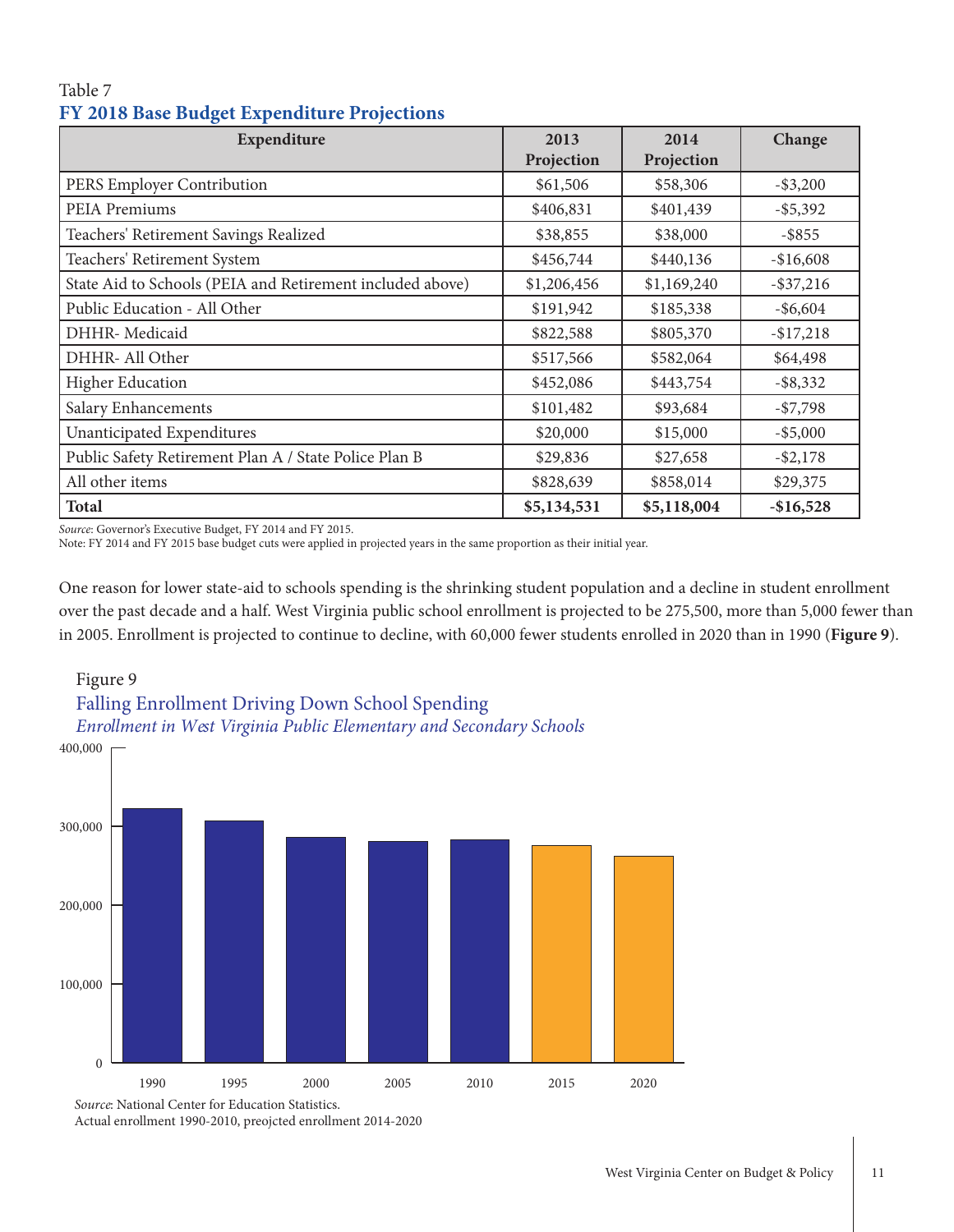Table 7

### FY 2018 Base Budget Expenditure Projections

| Expenditure | 2013 Projection | 2014 Projection | Change |
|---|---|---|---|
| PERS Employer Contribution | $61,506 | $58,306 | -$3,200 |
| PEIA Premiums | $406,831 | $401,439 | -$5,392 |
| Teachers' Retirement Savings Realized | $38,855 | $38,000 | -$855 |
| Teachers' Retirement System | $456,744 | $440,136 | -$16,608 |
| State Aid to Schools (PEIA and Retirement included above) | $1,206,456 | $1,169,240 | -$37,216 |
| Public Education - All Other | $191,942 | $185,338 | -$6,604 |
| DHHR- Medicaid | $822,588 | $805,370 | -$17,218 |
| DHHR- All Other | $517,566 | $582,064 | $64,498 |
| Higher Education | $452,086 | $443,754 | -$8,332 |
| Salary Enhancements | $101,482 | $93,684 | -$7,798 |
| Unanticipated Expenditures | $20,000 | $15,000 | -$5,000 |
| Public Safety Retirement Plan A / State Police Plan B | $29,836 | $27,658 | -$2,178 |
| All other items | $828,639 | $858,014 | $29,375 |
| **Total** | **$5,134,531** | **$5,118,004** | **-$16,528** |

*Source*: Governor's Executive Budget, FY 2014 and FY 2015.
Note: FY 2014 and FY 2015 base budget cuts were applied in projected years in the same proportion as their initial year.

One reason for lower state-aid to schools spending is the shrinking student population and a decline in student enrollment over the past decade and a half. West Virginia public school enrollment is projected to be 275,500, more than 5,000 fewer than in 2005. Enrollment is projected to continue to decline, with 60,000 fewer students enrolled in 2020 than in 1990 (**Figure 9**).

Figure 9

Falling Enrollment Driving Down School Spending

*Enrollment in West Virginia Public Elementary and Secondary Schools*

*Source*: National Center for Education Statistics.
Actual enrollment 1990-2010, preojcted enrollment 2014-2020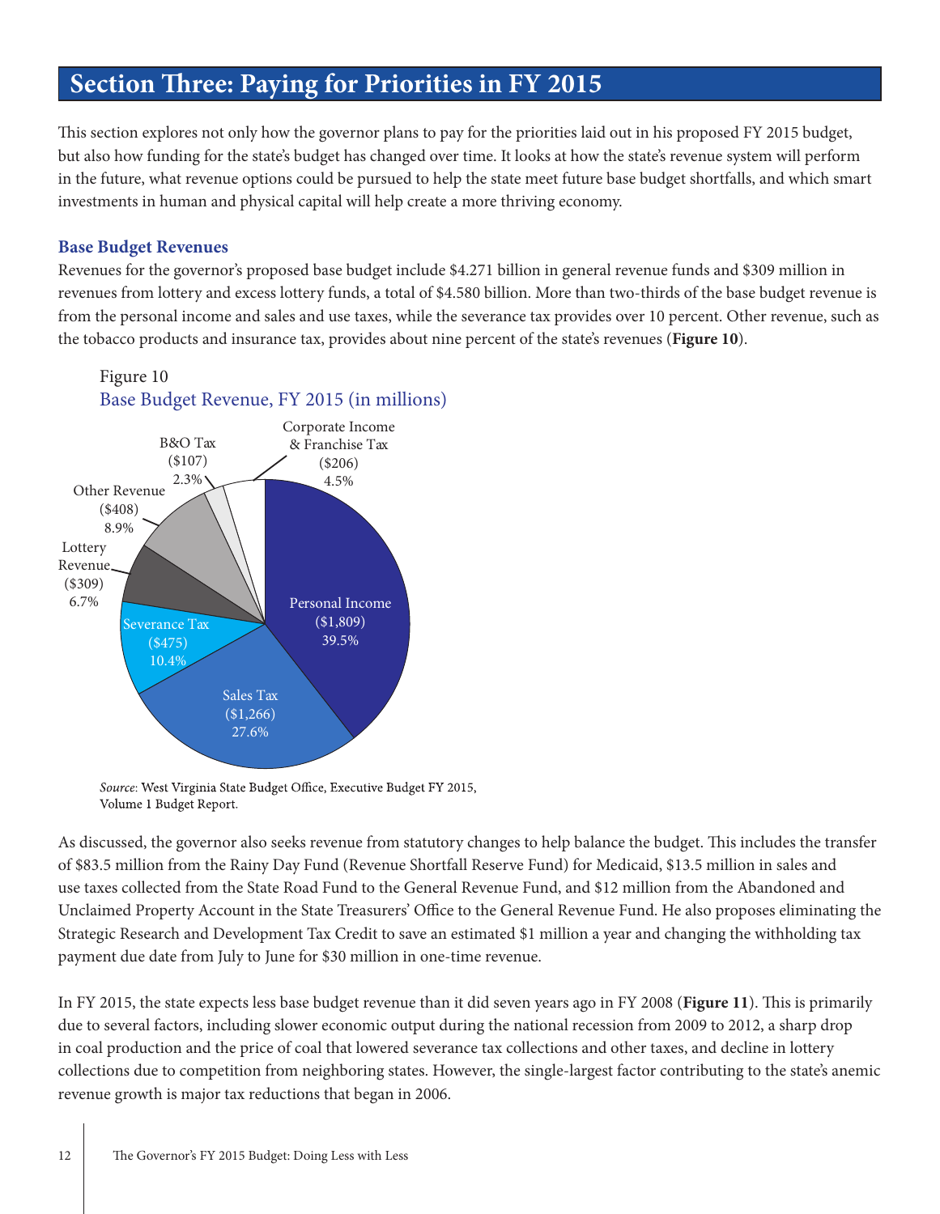# Section Three: Paying for Priorities in FY 2015

This section explores not only how the governor plans to pay for the priorities laid out in his proposed FY 2015 budget, but also how funding for the state's budget has changed over time. It looks at how the state's revenue system will perform in the future, what revenue options could be pursued to help the state meet future base budget shortfalls, and which smart investments in human and physical capital will help create a more thriving economy.

### Base Budget Revenues

Revenues for the governor's proposed base budget include $4.271 billion in general revenue funds and $309 million in revenues from lottery and excess lottery funds, a total of $4.580 billion. More than two-thirds of the base budget revenue is from the personal income and sales and use taxes, while the severance tax provides over 10 percent. Other revenue, such as the tobacco products and insurance tax, provides about nine percent of the state's revenues (**Figure 10**).

Figure 10
Base Budget Revenue, FY 2015 (in millions)

| Revenue Source | Amount | Percent |
| --- | --- | --- |
| Personal Income | ($1,809) | 39.5% |
| Sales Tax | ($1,266) | 27.6% |
| Severance Tax | ($475) | 10.4% |
| Lottery Revenue | ($309) | 6.7% |
| Other Revenue | ($408) | 8.9% |
| B&O Tax | ($107) | 2.3% |
| Corporate Income & Franchise Tax | ($206) | 4.5% |

*Source*: West Virginia State Budget Office, Executive Budget FY 2015, Volume 1 Budget Report.

As discussed, the governor also seeks revenue from statutory changes to help balance the budget. This includes the transfer of $83.5 million from the Rainy Day Fund (Revenue Shortfall Reserve Fund) for Medicaid, $13.5 million in sales and use taxes collected from the State Road Fund to the General Revenue Fund, and $12 million from the Abandoned and Unclaimed Property Account in the State Treasurers' Office to the General Revenue Fund. He also proposes eliminating the Strategic Research and Development Tax Credit to save an estimated $1 million a year and changing the withholding tax payment due date from July to June for $30 million in one-time revenue.

In FY 2015, the state expects less base budget revenue than it did seven years ago in FY 2008 (**Figure 11**). This is primarily due to several factors, including slower economic output during the national recession from 2009 to 2012, a sharp drop in coal production and the price of coal that lowered severance tax collections and other taxes, and decline in lottery collections due to competition from neighboring states. However, the single-largest factor contributing to the state's anemic revenue growth is major tax reductions that began in 2006.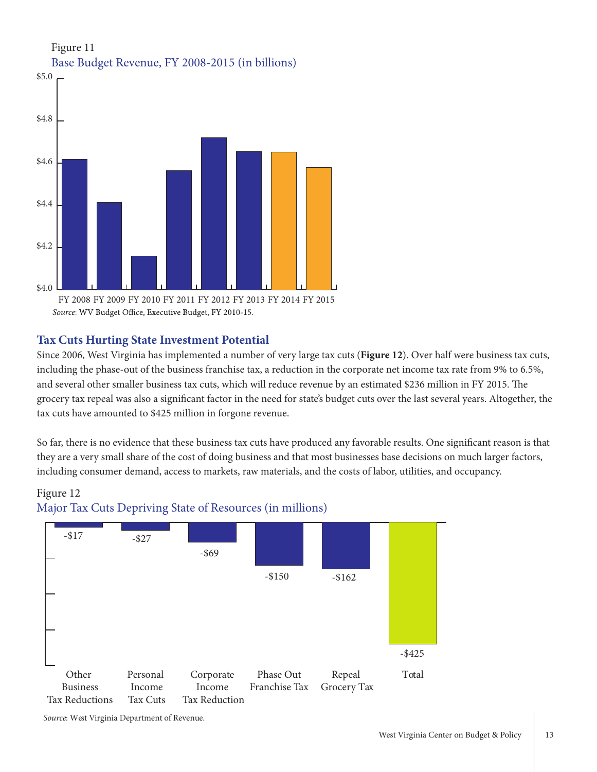Figure 11

Base Budget Revenue, FY 2008-2015 (in billions)

*Source*: WV Budget Office, Executive Budget, FY 2010-15.

## Tax Cuts Hurting State Investment Potential

Since 2006, West Virginia has implemented a number of very large tax cuts (**Figure 12**). Over half were business tax cuts, including the phase-out of the business franchise tax, a reduction in the corporate net income tax rate from 9% to 6.5%, and several other smaller business tax cuts, which will reduce revenue by an estimated $236 million in FY 2015. The grocery tax repeal was also a significant factor in the need for state's budget cuts over the last several years. Altogether, the tax cuts have amounted to $425 million in forgone revenue.

So far, there is no evidence that these business tax cuts have produced any favorable results. One significant reason is that they are a very small share of the cost of doing business and that most businesses base decisions on much larger factors, including consumer demand, access to markets, raw materials, and the costs of labor, utilities, and occupancy.

Figure 12

Major Tax Cuts Depriving State of Resources (in millions)

| Other Business Tax Reductions | Personal Income Tax Cuts | Corporate Income Tax Reduction | Phase Out Franchise Tax | Repeal Grocery Tax | Total |
|---|---|---|---|---|---|
| -$17 | -$27 | -$69 | -$150 | -$162 | -$425 |

*Source*: West Virginia Department of Revenue.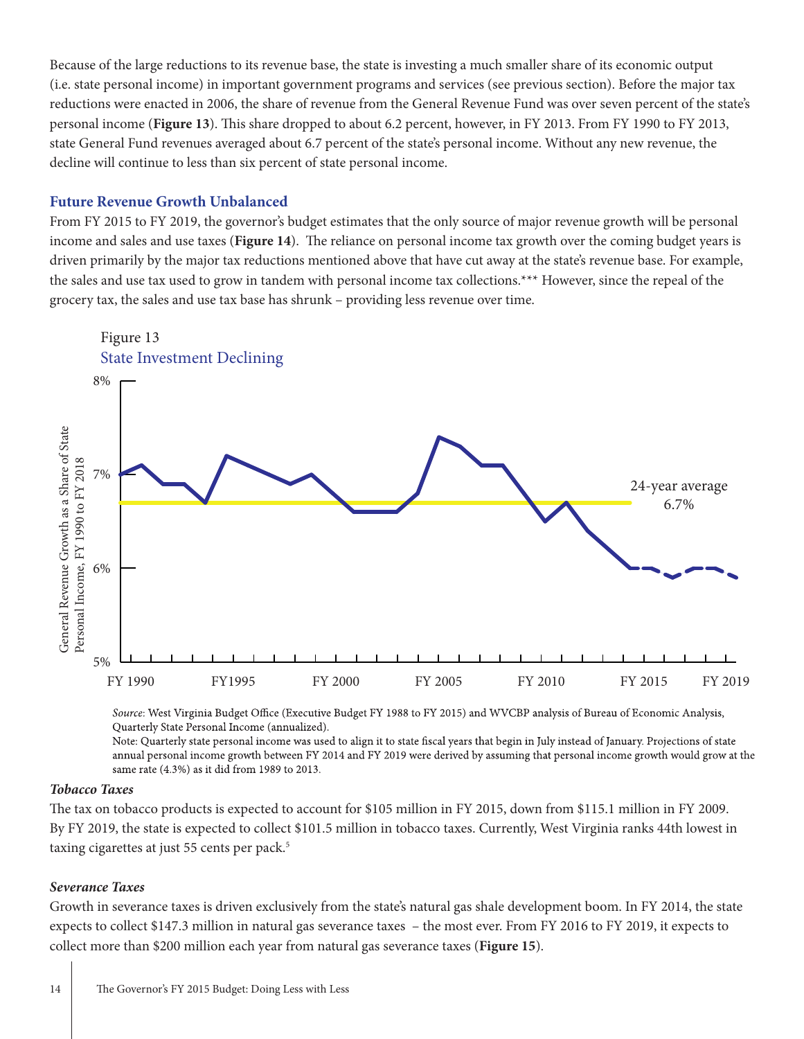Because of the large reductions to its revenue base, the state is investing a much smaller share of its economic output (i.e. state personal income) in important government programs and services (see previous section). Before the major tax reductions were enacted in 2006, the share of revenue from the General Revenue Fund was over seven percent of the state's personal income (**Figure 13**). This share dropped to about 6.2 percent, however, in FY 2013. From FY 1990 to FY 2013, state General Fund revenues averaged about 6.7 percent of the state's personal income. Without any new revenue, the decline will continue to less than six percent of state personal income.

### Future Revenue Growth Unbalanced

From FY 2015 to FY 2019, the governor's budget estimates that the only source of major revenue growth will be personal income and sales and use taxes (**Figure 14**). The reliance on personal income tax growth over the coming budget years is driven primarily by the major tax reductions mentioned above that have cut away at the state's revenue base. For example, the sales and use tax used to grow in tandem with personal income tax collections.*** However, since the repeal of the grocery tax, the sales and use tax base has shrunk – providing less revenue over time.

Figure 13
State Investment Declining

*Source*: West Virginia Budget Office (Executive Budget FY 1988 to FY 2015) and WVCBP analysis of Bureau of Economic Analysis, Quarterly State Personal Income (annualized).
Note: Quarterly state personal income was used to align it to state fiscal years that begin in July instead of January. Projections of state annual personal income growth between FY 2014 and FY 2019 were derived by assuming that personal income growth would grow at the same rate (4.3%) as it did from 1989 to 2013.

#### *Tobacco Taxes*

The tax on tobacco products is expected to account for $105 million in FY 2015, down from $115.1 million in FY 2009. By FY 2019, the state is expected to collect $101.5 million in tobacco taxes. Currently, West Virginia ranks 44th lowest in taxing cigarettes at just 55 cents per pack.[5]

#### *Severance Taxes*

Growth in severance taxes is driven exclusively from the state's natural gas shale development boom. In FY 2014, the state expects to collect $147.3 million in natural gas severance taxes – the most ever. From FY 2016 to FY 2019, it expects to collect more than $200 million each year from natural gas severance taxes (**Figure 15**).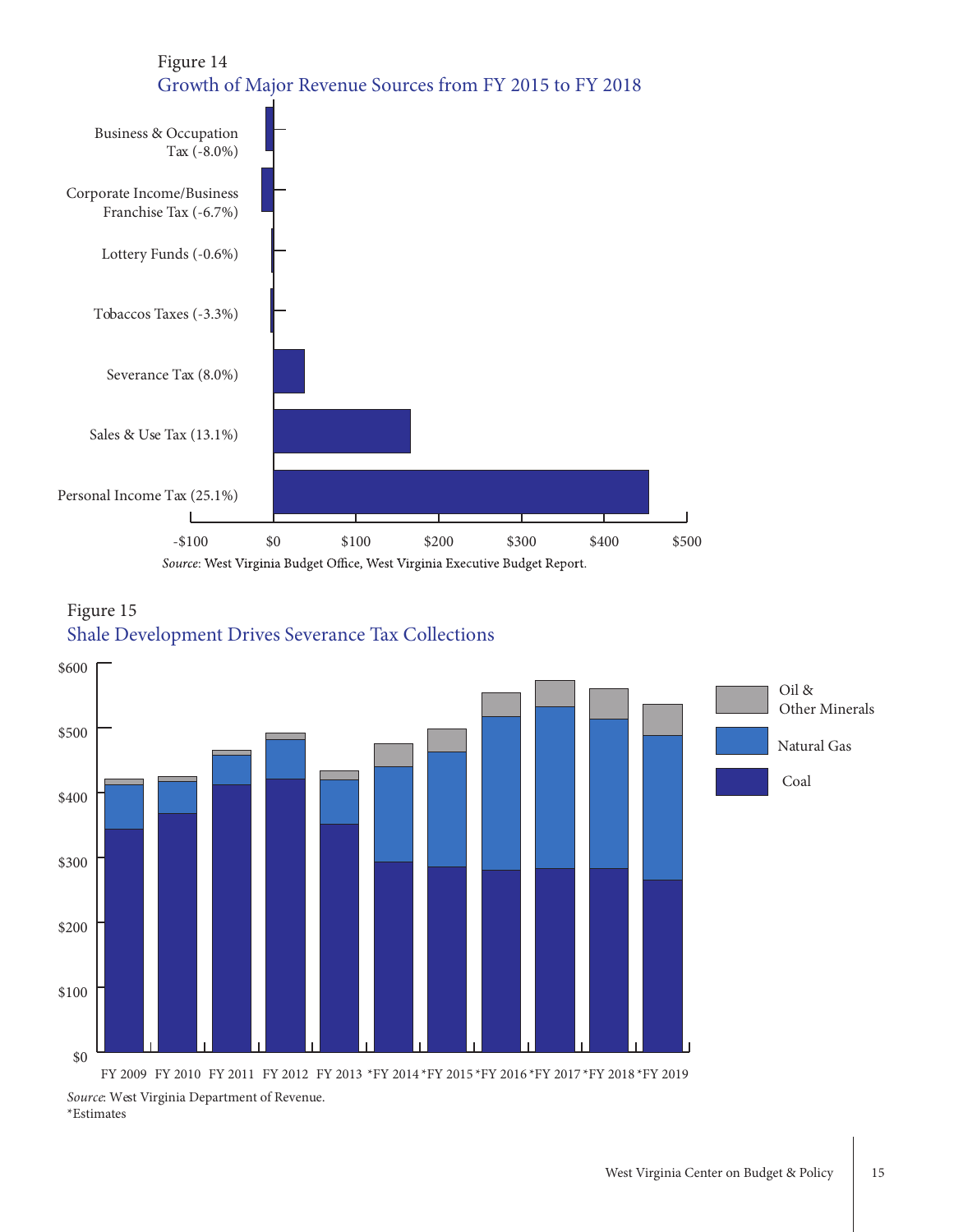Figure 14

## Growth of Major Revenue Sources from FY 2015 to FY 2018

Business & Occupation Tax (-8.0%)

Corporate Income/Business Franchise Tax (-6.7%)

Lottery Funds (-0.6%)

Tobaccos Taxes (-3.3%)

Severance Tax (8.0%)

Sales & Use Tax (13.1%)

Personal Income Tax (25.1%)

-$100 $0 $100 $200 $300 $400 $500

*Source*: West Virginia Budget Office, West Virginia Executive Budget Report.

Figure 15

## Shale Development Drives Severance Tax Collections

$0 $100 $200 $300 $400 $500 $600

FY 2009 FY 2010 FY 2011 FY 2012 FY 2013 *FY 2014 *FY 2015 *FY 2016 *FY 2017 *FY 2018 *FY 2019

Oil & Other Minerals

Natural Gas

Coal

*Source*: West Virginia Department of Revenue.
*Estimates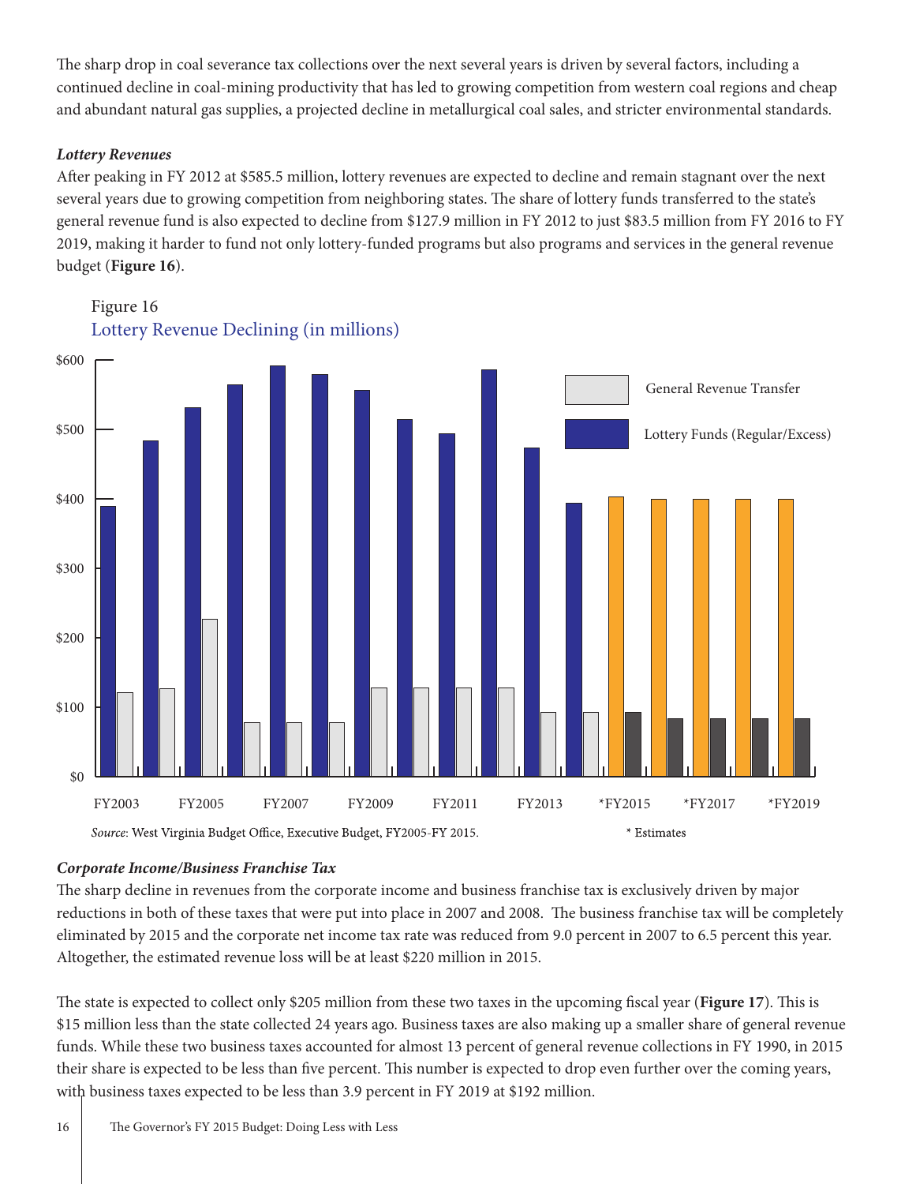The sharp drop in coal severance tax collections over the next several years is driven by several factors, including a continued decline in coal-mining productivity that has led to growing competition from western coal regions and cheap and abundant natural gas supplies, a projected decline in metallurgical coal sales, and stricter environmental standards.

### *Lottery Revenues*

After peaking in FY 2012 at $585.5 million, lottery revenues are expected to decline and remain stagnant over the next several years due to growing competition from neighboring states. The share of lottery funds transferred to the state's general revenue fund is also expected to decline from $127.9 million in FY 2012 to just $83.5 million from FY 2016 to FY 2019, making it harder to fund not only lottery-funded programs but also programs and services in the general revenue budget (**Figure 16**).

Figure 16
Lottery Revenue Declining (in millions)

*Source*: West Virginia Budget Office, Executive Budget, FY2005-FY 2015.

\* Estimates

### *Corporate Income/Business Franchise Tax*

The sharp decline in revenues from the corporate income and business franchise tax is exclusively driven by major reductions in both of these taxes that were put into place in 2007 and 2008. The business franchise tax will be completely eliminated by 2015 and the corporate net income tax rate was reduced from 9.0 percent in 2007 to 6.5 percent this year. Altogether, the estimated revenue loss will be at least $220 million in 2015.

The state is expected to collect only $205 million from these two taxes in the upcoming fiscal year (**Figure 17**). This is $15 million less than the state collected 24 years ago. Business taxes are also making up a smaller share of general revenue funds. While these two business taxes accounted for almost 13 percent of general revenue collections in FY 1990, in 2015 their share is expected to be less than five percent. This number is expected to drop even further over the coming years, with business taxes expected to be less than 3.9 percent in FY 2019 at $192 million.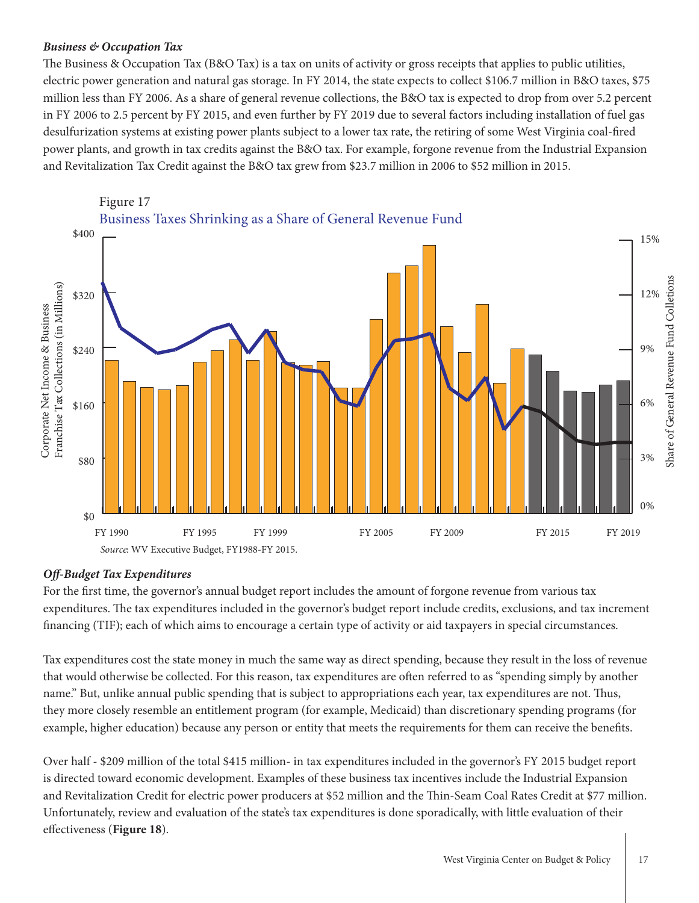### *Business & Occupation Tax*

The Business & Occupation Tax (B&O Tax) is a tax on units of activity or gross receipts that applies to public utilities, electric power generation and natural gas storage. In FY 2014, the state expects to collect $106.7 million in B&O taxes, $75 million less than FY 2006. As a share of general revenue collections, the B&O tax is expected to drop from over 5.2 percent in FY 2006 to 2.5 percent by FY 2015, and even further by FY 2019 due to several factors including installation of fuel gas desulfurization systems at existing power plants subject to a lower tax rate, the retiring of some West Virginia coal-fired power plants, and growth in tax credits against the B&O tax. For example, forgone revenue from the Industrial Expansion and Revitalization Tax Credit against the B&O tax grew from $23.7 million in 2006 to $52 million in 2015.

Figure 17

Business Taxes Shrinking as a Share of General Revenue Fund

*Source*: WV Executive Budget, FY1988-FY 2015.

### *Off-Budget Tax Expenditures*

For the first time, the governor's annual budget report includes the amount of forgone revenue from various tax expenditures. The tax expenditures included in the governor's budget report include credits, exclusions, and tax increment financing (TIF); each of which aims to encourage a certain type of activity or aid taxpayers in special circumstances.

Tax expenditures cost the state money in much the same way as direct spending, because they result in the loss of revenue that would otherwise be collected. For this reason, tax expenditures are often referred to as "spending simply by another name." But, unlike annual public spending that is subject to appropriations each year, tax expenditures are not. Thus, they more closely resemble an entitlement program (for example, Medicaid) than discretionary spending programs (for example, higher education) because any person or entity that meets the requirements for them can receive the benefits.

Over half - $209 million of the total $415 million- in tax expenditures included in the governor's FY 2015 budget report is directed toward economic development. Examples of these business tax incentives include the Industrial Expansion and Revitalization Credit for electric power producers at $52 million and the Thin-Seam Coal Rates Credit at $77 million. Unfortunately, review and evaluation of the state's tax expenditures is done sporadically, with little evaluation of their effectiveness (**Figure 18**).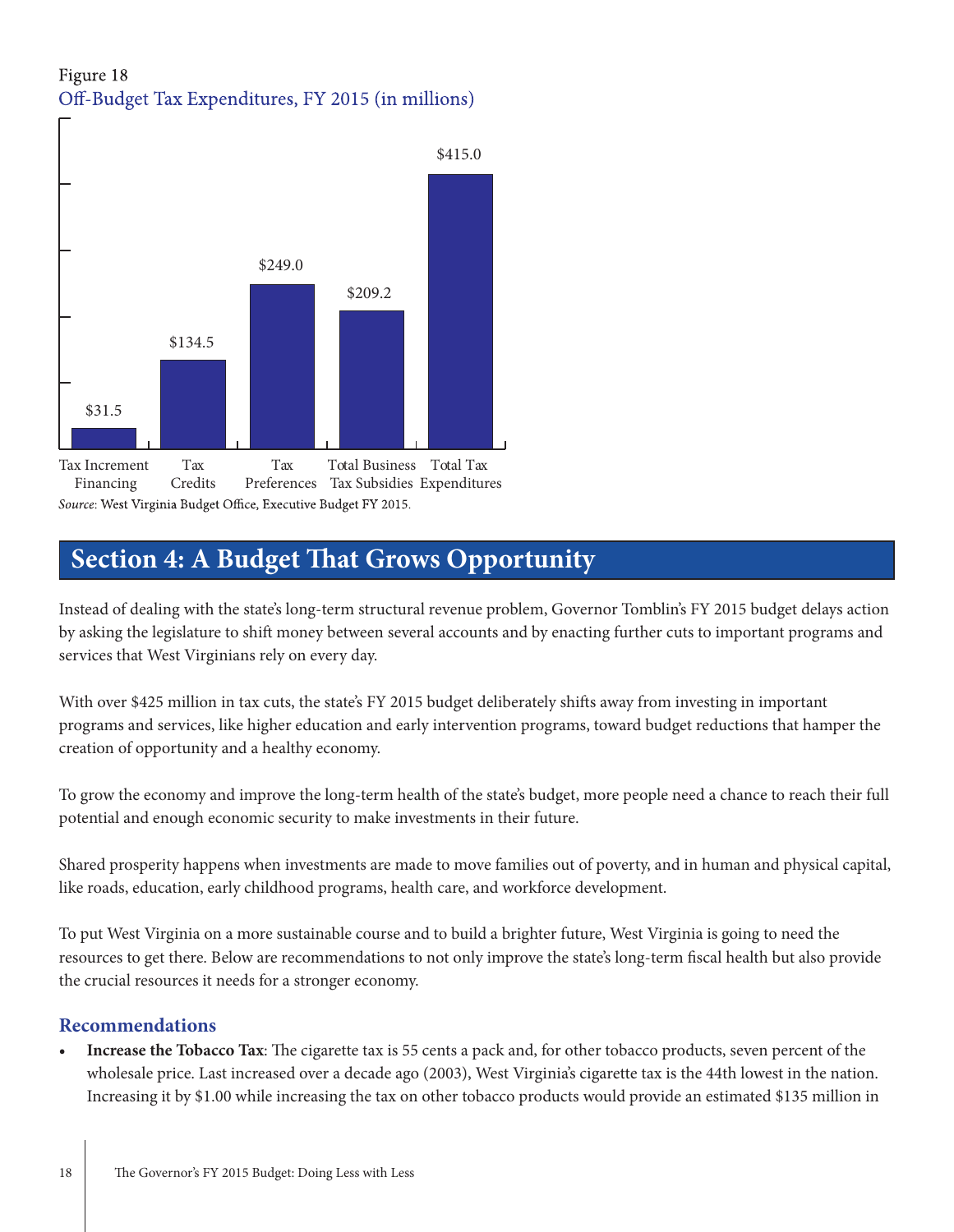Figure 18

Off-Budget Tax Expenditures, FY 2015 (in millions)

| Category | Amount |
|---|---|
| Tax Increment Financing | $31.5 |
| Tax Credits | $134.5 |
| Tax Preferences | $249.0 |
| Total Business Tax Subsidies | $209.2 |
| Total Tax Expenditures | $415.0 |

*Source*: West Virginia Budget Office, Executive Budget FY 2015.

## Section 4: A Budget That Grows Opportunity

Instead of dealing with the state's long-term structural revenue problem, Governor Tomblin's FY 2015 budget delays action by asking the legislature to shift money between several accounts and by enacting further cuts to important programs and services that West Virginians rely on every day.

With over $425 million in tax cuts, the state's FY 2015 budget deliberately shifts away from investing in important programs and services, like higher education and early intervention programs, toward budget reductions that hamper the creation of opportunity and a healthy economy.

To grow the economy and improve the long-term health of the state's budget, more people need a chance to reach their full potential and enough economic security to make investments in their future.

Shared prosperity happens when investments are made to move families out of poverty, and in human and physical capital, like roads, education, early childhood programs, health care, and workforce development.

To put West Virginia on a more sustainable course and to build a brighter future, West Virginia is going to need the resources to get there. Below are recommendations to not only improve the state's long-term fiscal health but also provide the crucial resources it needs for a stronger economy.

### Recommendations

- **Increase the Tobacco Tax**: The cigarette tax is 55 cents a pack and, for other tobacco products, seven percent of the wholesale price. Last increased over a decade ago (2003), West Virginia's cigarette tax is the 44th lowest in the nation. Increasing it by $1.00 while increasing the tax on other tobacco products would provide an estimated $135 million in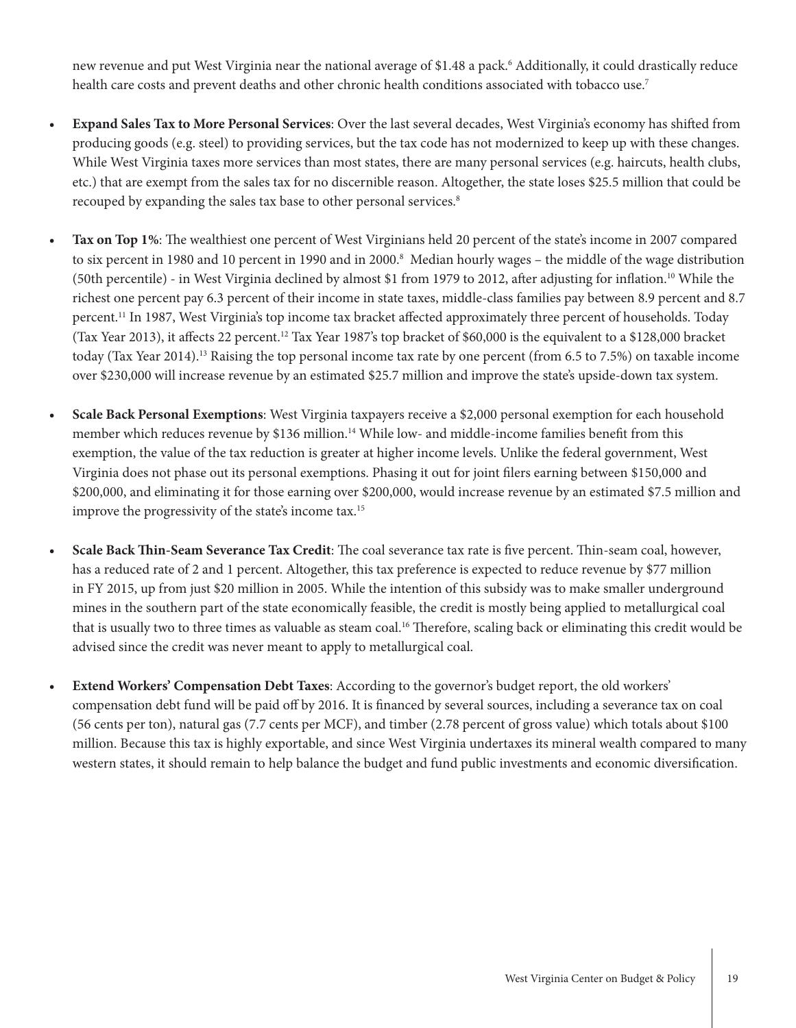new revenue and put West Virginia near the national average of $1.48 a pack.[6] Additionally, it could drastically reduce health care costs and prevent deaths and other chronic health conditions associated with tobacco use.[7]

- **Expand Sales Tax to More Personal Services**: Over the last several decades, West Virginia's economy has shifted from producing goods (e.g. steel) to providing services, but the tax code has not modernized to keep up with these changes. While West Virginia taxes more services than most states, there are many personal services (e.g. haircuts, health clubs, etc.) that are exempt from the sales tax for no discernible reason. Altogether, the state loses $25.5 million that could be recouped by expanding the sales tax base to other personal services.[8]

- **Tax on Top 1%**: The wealthiest one percent of West Virginians held 20 percent of the state's income in 2007 compared to six percent in 1980 and 10 percent in 1990 and in 2000.[8] Median hourly wages – the middle of the wage distribution (50th percentile) - in West Virginia declined by almost $1 from 1979 to 2012, after adjusting for inflation.[10] While the richest one percent pay 6.3 percent of their income in state taxes, middle-class families pay between 8.9 percent and 8.7 percent.[11] In 1987, West Virginia's top income tax bracket affected approximately three percent of households. Today (Tax Year 2013), it affects 22 percent.[12] Tax Year 1987's top bracket of $60,000 is the equivalent to a $128,000 bracket today (Tax Year 2014).[13] Raising the top personal income tax rate by one percent (from 6.5 to 7.5%) on taxable income over $230,000 will increase revenue by an estimated $25.7 million and improve the state's upside-down tax system.

- **Scale Back Personal Exemptions**: West Virginia taxpayers receive a $2,000 personal exemption for each household member which reduces revenue by $136 million.[14] While low- and middle-income families benefit from this exemption, the value of the tax reduction is greater at higher income levels. Unlike the federal government, West Virginia does not phase out its personal exemptions. Phasing it out for joint filers earning between $150,000 and $200,000, and eliminating it for those earning over $200,000, would increase revenue by an estimated $7.5 million and improve the progressivity of the state's income tax.[15]

- **Scale Back Thin-Seam Severance Tax Credit**: The coal severance tax rate is five percent. Thin-seam coal, however, has a reduced rate of 2 and 1 percent. Altogether, this tax preference is expected to reduce revenue by $77 million in FY 2015, up from just $20 million in 2005. While the intention of this subsidy was to make smaller underground mines in the southern part of the state economically feasible, the credit is mostly being applied to metallurgical coal that is usually two to three times as valuable as steam coal.[16] Therefore, scaling back or eliminating this credit would be advised since the credit was never meant to apply to metallurgical coal.

- **Extend Workers' Compensation Debt Taxes**: According to the governor's budget report, the old workers' compensation debt fund will be paid off by 2016. It is financed by several sources, including a severance tax on coal (56 cents per ton), natural gas (7.7 cents per MCF), and timber (2.78 percent of gross value) which totals about $100 million. Because this tax is highly exportable, and since West Virginia undertaxes its mineral wealth compared to many western states, it should remain to help balance the budget and fund public investments and economic diversification.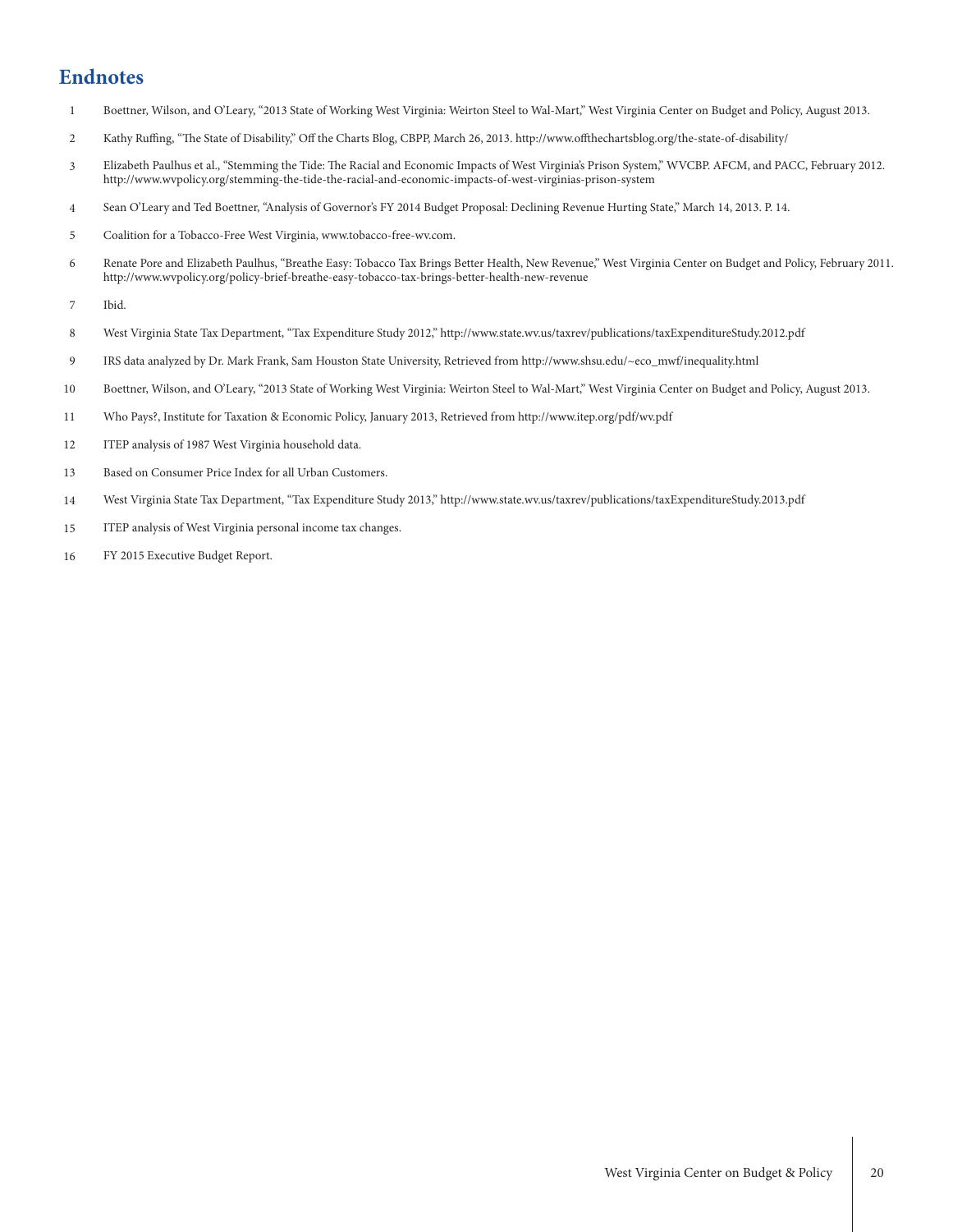## Endnotes

1. Boettner, Wilson, and O'Leary, "2013 State of Working West Virginia: Weirton Steel to Wal-Mart," West Virginia Center on Budget and Policy, August 2013.
2. Kathy Ruffing, "The State of Disability," Off the Charts Blog, CBPP, March 26, 2013. http://www.offthechartsblog.org/the-state-of-disability/
3. Elizabeth Paulhus et al., "Stemming the Tide: The Racial and Economic Impacts of West Virginia's Prison System," WVCBP. AFCM, and PACC, February 2012. http://www.wvpolicy.org/stemming-the-tide-the-racial-and-economic-impacts-of-west-virginias-prison-system
4. Sean O'Leary and Ted Boettner, "Analysis of Governor's FY 2014 Budget Proposal: Declining Revenue Hurting State," March 14, 2013. P. 14.
5. Coalition for a Tobacco-Free West Virginia, www.tobacco-free-wv.com.
6. Renate Pore and Elizabeth Paulhus, "Breathe Easy: Tobacco Tax Brings Better Health, New Revenue," West Virginia Center on Budget and Policy, February 2011. http://www.wvpolicy.org/policy-brief-breathe-easy-tobacco-tax-brings-better-health-new-revenue
7. Ibid.
8. West Virginia State Tax Department, "Tax Expenditure Study 2012," http://www.state.wv.us/taxrev/publications/taxExpenditureStudy.2012.pdf
9. IRS data analyzed by Dr. Mark Frank, Sam Houston State University, Retrieved from http://www.shsu.edu/~eco_mwf/inequality.html
10. Boettner, Wilson, and O'Leary, "2013 State of Working West Virginia: Weirton Steel to Wal-Mart," West Virginia Center on Budget and Policy, August 2013.
11. Who Pays?, Institute for Taxation & Economic Policy, January 2013, Retrieved from http://www.itep.org/pdf/wv.pdf
12. ITEP analysis of 1987 West Virginia household data.
13. Based on Consumer Price Index for all Urban Customers.
14. West Virginia State Tax Department, "Tax Expenditure Study 2013," http://www.state.wv.us/taxrev/publications/taxExpenditureStudy.2013.pdf
15. ITEP analysis of West Virginia personal income tax changes.
16. FY 2015 Executive Budget Report.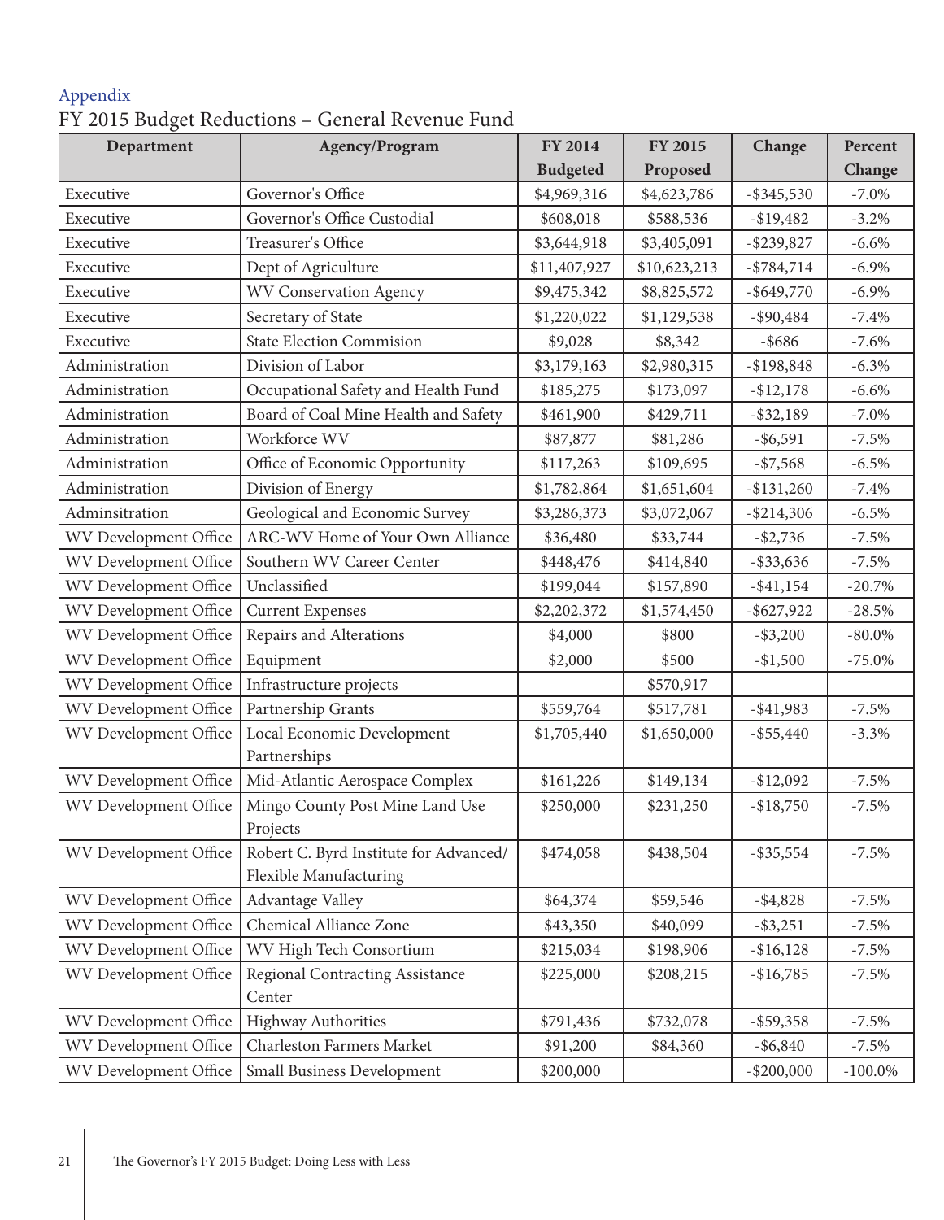Appendix

# FY 2015 Budget Reductions – General Revenue Fund

| Department | Agency/Program | FY 2014 Budgeted | FY 2015 Proposed | Change | Percent Change |
|---|---|---|---|---|---|
| Executive | Governor's Office | $4,969,316 | $4,623,786 | -$345,530 | -7.0% |
| Executive | Governor's Office Custodial | $608,018 | $588,536 | -$19,482 | -3.2% |
| Executive | Treasurer's Office | $3,644,918 | $3,405,091 | -$239,827 | -6.6% |
| Executive | Dept of Agriculture | $11,407,927 | $10,623,213 | -$784,714 | -6.9% |
| Executive | WV Conservation Agency | $9,475,342 | $8,825,572 | -$649,770 | -6.9% |
| Executive | Secretary of State | $1,220,022 | $1,129,538 | -$90,484 | -7.4% |
| Executive | State Election Commision | $9,028 | $8,342 | -$686 | -7.6% |
| Administration | Division of Labor | $3,179,163 | $2,980,315 | -$198,848 | -6.3% |
| Administration | Occupational Safety and Health Fund | $185,275 | $173,097 | -$12,178 | -6.6% |
| Administration | Board of Coal Mine Health and Safety | $461,900 | $429,711 | -$32,189 | -7.0% |
| Administration | Workforce WV | $87,877 | $81,286 | -$6,591 | -7.5% |
| Administration | Office of Economic Opportunity | $117,263 | $109,695 | -$7,568 | -6.5% |
| Administration | Division of Energy | $1,782,864 | $1,651,604 | -$131,260 | -7.4% |
| Adminsitration | Geological and Economic Survey | $3,286,373 | $3,072,067 | -$214,306 | -6.5% |
| WV Development Office | ARC-WV Home of Your Own Alliance | $36,480 | $33,744 | -$2,736 | -7.5% |
| WV Development Office | Southern WV Career Center | $448,476 | $414,840 | -$33,636 | -7.5% |
| WV Development Office | Unclassified | $199,044 | $157,890 | -$41,154 | -20.7% |
| WV Development Office | Current Expenses | $2,202,372 | $1,574,450 | -$627,922 | -28.5% |
| WV Development Office | Repairs and Alterations | $4,000 | $800 | -$3,200 | -80.0% |
| WV Development Office | Equipment | $2,000 | $500 | -$1,500 | -75.0% |
| WV Development Office | Infrastructure projects | | $570,917 | | |
| WV Development Office | Partnership Grants | $559,764 | $517,781 | -$41,983 | -7.5% |
| WV Development Office | Local Economic Development Partnerships | $1,705,440 | $1,650,000 | -$55,440 | -3.3% |
| WV Development Office | Mid-Atlantic Aerospace Complex | $161,226 | $149,134 | -$12,092 | -7.5% |
| WV Development Office | Mingo County Post Mine Land Use Projects | $250,000 | $231,250 | -$18,750 | -7.5% |
| WV Development Office | Robert C. Byrd Institute for Advanced/ Flexible Manufacturing | $474,058 | $438,504 | -$35,554 | -7.5% |
| WV Development Office | Advantage Valley | $64,374 | $59,546 | -$4,828 | -7.5% |
| WV Development Office | Chemical Alliance Zone | $43,350 | $40,099 | -$3,251 | -7.5% |
| WV Development Office | WV High Tech Consortium | $215,034 | $198,906 | -$16,128 | -7.5% |
| WV Development Office | Regional Contracting Assistance Center | $225,000 | $208,215 | -$16,785 | -7.5% |
| WV Development Office | Highway Authorities | $791,436 | $732,078 | -$59,358 | -7.5% |
| WV Development Office | Charleston Farmers Market | $91,200 | $84,360 | -$6,840 | -7.5% |
| WV Development Office | Small Business Development | $200,000 | | -$200,000 | -100.0% |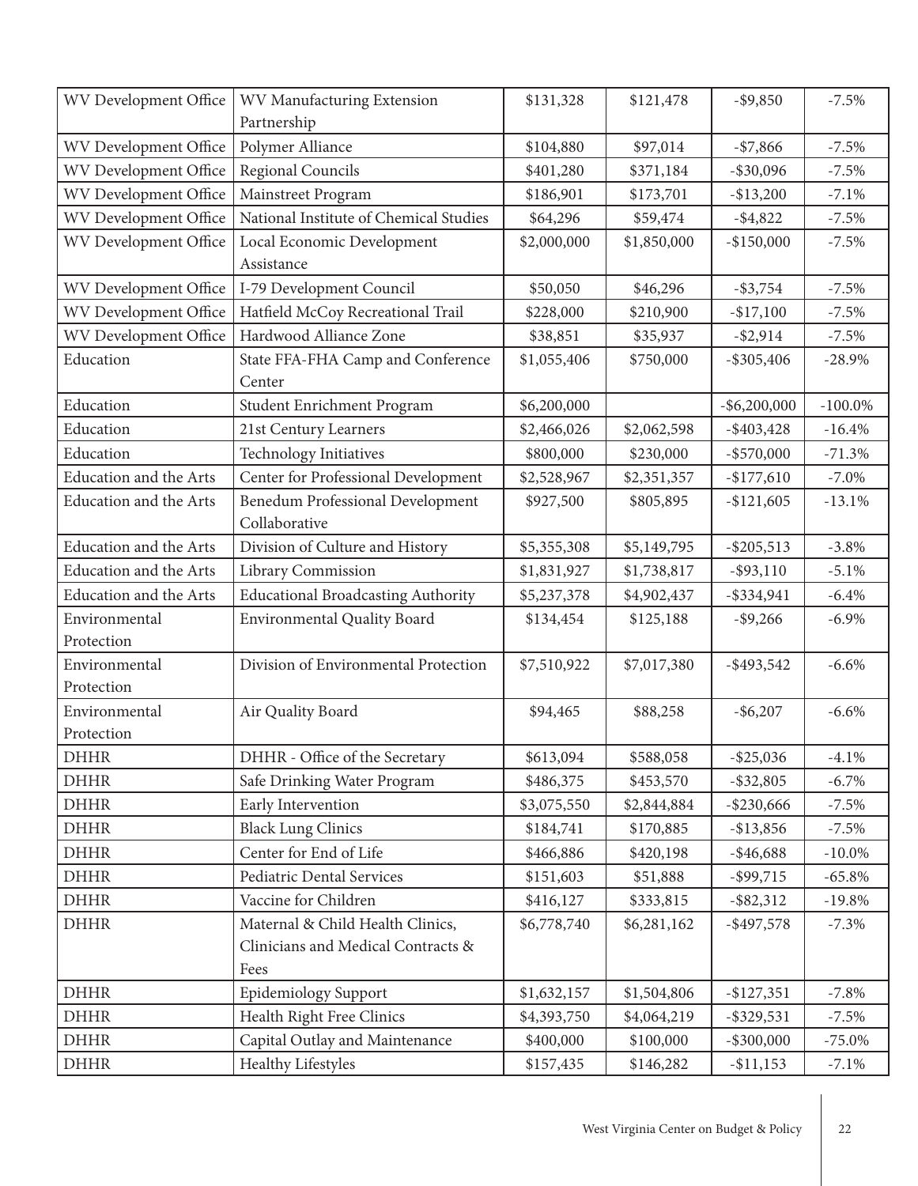| | | | | | |
|---|---|---|---|---|---|
| WV Development Office | WV Manufacturing Extension Partnership | $131,328 | $121,478 | -$9,850 | -7.5% |
| WV Development Office | Polymer Alliance | $104,880 | $97,014 | -$7,866 | -7.5% |
| WV Development Office | Regional Councils | $401,280 | $371,184 | -$30,096 | -7.5% |
| WV Development Office | Mainstreet Program | $186,901 | $173,701 | -$13,200 | -7.1% |
| WV Development Office | National Institute of Chemical Studies | $64,296 | $59,474 | -$4,822 | -7.5% |
| WV Development Office | Local Economic Development Assistance | $2,000,000 | $1,850,000 | -$150,000 | -7.5% |
| WV Development Office | I-79 Development Council | $50,050 | $46,296 | -$3,754 | -7.5% |
| WV Development Office | Hatfield McCoy Recreational Trail | $228,000 | $210,900 | -$17,100 | -7.5% |
| WV Development Office | Hardwood Alliance Zone | $38,851 | $35,937 | -$2,914 | -7.5% |
| Education | State FFA-FHA Camp and Conference Center | $1,055,406 | $750,000 | -$305,406 | -28.9% |
| Education | Student Enrichment Program | $6,200,000 | | -$6,200,000 | -100.0% |
| Education | 21st Century Learners | $2,466,026 | $2,062,598 | -$403,428 | -16.4% |
| Education | Technology Initiatives | $800,000 | $230,000 | -$570,000 | -71.3% |
| Education and the Arts | Center for Professional Development | $2,528,967 | $2,351,357 | -$177,610 | -7.0% |
| Education and the Arts | Benedum Professional Development Collaborative | $927,500 | $805,895 | -$121,605 | -13.1% |
| Education and the Arts | Division of Culture and History | $5,355,308 | $5,149,795 | -$205,513 | -3.8% |
| Education and the Arts | Library Commission | $1,831,927 | $1,738,817 | -$93,110 | -5.1% |
| Education and the Arts | Educational Broadcasting Authority | $5,237,378 | $4,902,437 | -$334,941 | -6.4% |
| Environmental Protection | Environmental Quality Board | $134,454 | $125,188 | -$9,266 | -6.9% |
| Environmental Protection | Division of Environmental Protection | $7,510,922 | $7,017,380 | -$493,542 | -6.6% |
| Environmental Protection | Air Quality Board | $94,465 | $88,258 | -$6,207 | -6.6% |
| DHHR | DHHR - Office of the Secretary | $613,094 | $588,058 | -$25,036 | -4.1% |
| DHHR | Safe Drinking Water Program | $486,375 | $453,570 | -$32,805 | -6.7% |
| DHHR | Early Intervention | $3,075,550 | $2,844,884 | -$230,666 | -7.5% |
| DHHR | Black Lung Clinics | $184,741 | $170,885 | -$13,856 | -7.5% |
| DHHR | Center for End of Life | $466,886 | $420,198 | -$46,688 | -10.0% |
| DHHR | Pediatric Dental Services | $151,603 | $51,888 | -$99,715 | -65.8% |
| DHHR | Vaccine for Children | $416,127 | $333,815 | -$82,312 | -19.8% |
| DHHR | Maternal & Child Health Clinics, Clinicians and Medical Contracts & Fees | $6,778,740 | $6,281,162 | -$497,578 | -7.3% |
| DHHR | Epidemiology Support | $1,632,157 | $1,504,806 | -$127,351 | -7.8% |
| DHHR | Health Right Free Clinics | $4,393,750 | $4,064,219 | -$329,531 | -7.5% |
| DHHR | Capital Outlay and Maintenance | $400,000 | $100,000 | -$300,000 | -75.0% |
| DHHR | Healthy Lifestyles | $157,435 | $146,282 | -$11,153 | -7.1% |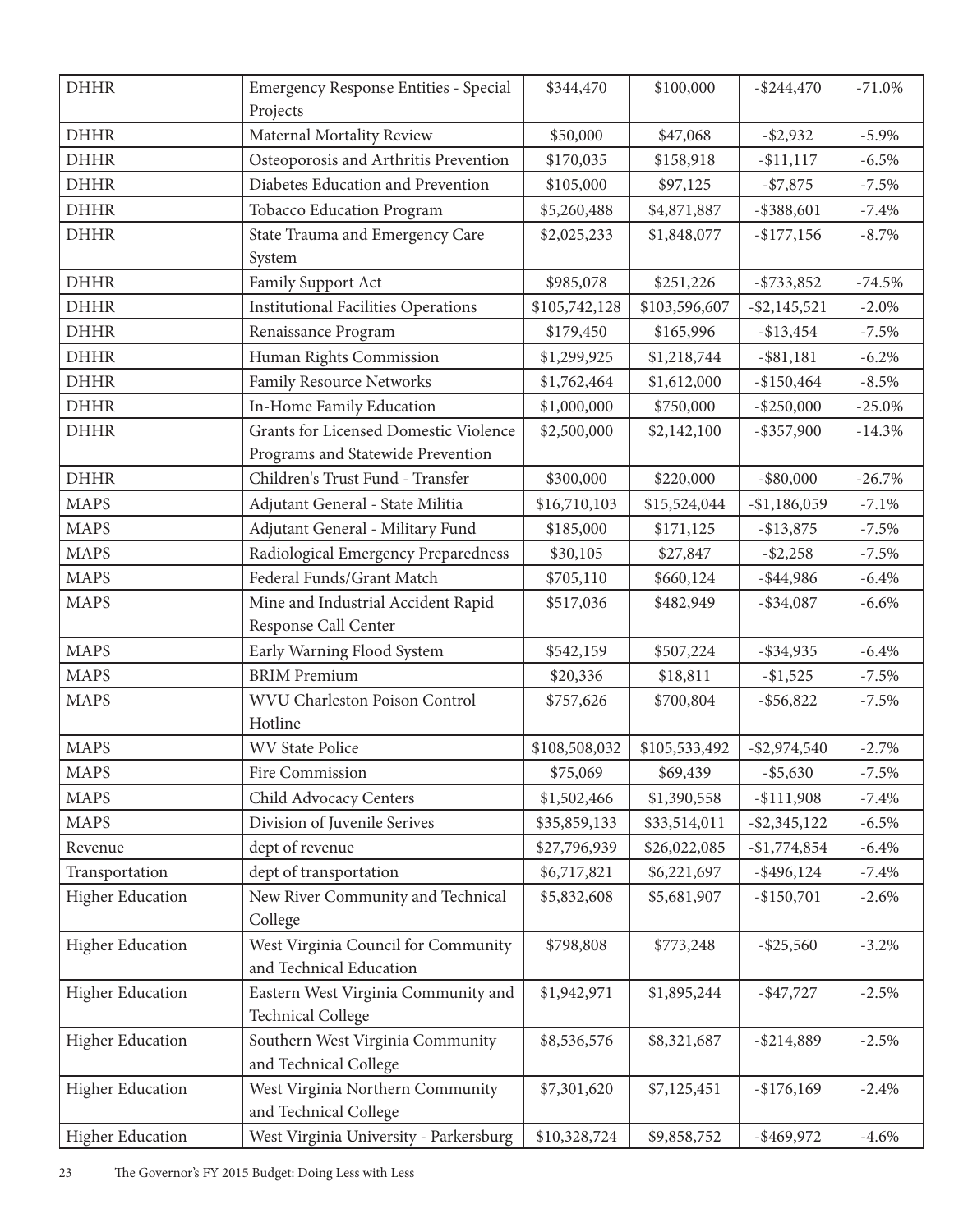| DHHR | Emergency Response Entities - Special Projects | $344,470 | $100,000 | -$244,470 | -71.0% |
|---|---|---|---|---|---|
| DHHR | Maternal Mortality Review | $50,000 | $47,068 | -$2,932 | -5.9% |
| DHHR | Osteoporosis and Arthritis Prevention | $170,035 | $158,918 | -$11,117 | -6.5% |
| DHHR | Diabetes Education and Prevention | $105,000 | $97,125 | -$7,875 | -7.5% |
| DHHR | Tobacco Education Program | $5,260,488 | $4,871,887 | -$388,601 | -7.4% |
| DHHR | State Trauma and Emergency Care System | $2,025,233 | $1,848,077 | -$177,156 | -8.7% |
| DHHR | Family Support Act | $985,078 | $251,226 | -$733,852 | -74.5% |
| DHHR | Institutional Facilities Operations | $105,742,128 | $103,596,607 | -$2,145,521 | -2.0% |
| DHHR | Renaissance Program | $179,450 | $165,996 | -$13,454 | -7.5% |
| DHHR | Human Rights Commission | $1,299,925 | $1,218,744 | -$81,181 | -6.2% |
| DHHR | Family Resource Networks | $1,762,464 | $1,612,000 | -$150,464 | -8.5% |
| DHHR | In-Home Family Education | $1,000,000 | $750,000 | -$250,000 | -25.0% |
| DHHR | Grants for Licensed Domestic Violence Programs and Statewide Prevention | $2,500,000 | $2,142,100 | -$357,900 | -14.3% |
| DHHR | Children's Trust Fund - Transfer | $300,000 | $220,000 | -$80,000 | -26.7% |
| MAPS | Adjutant General - State Militia | $16,710,103 | $15,524,044 | -$1,186,059 | -7.1% |
| MAPS | Adjutant General - Military Fund | $185,000 | $171,125 | -$13,875 | -7.5% |
| MAPS | Radiological Emergency Preparedness | $30,105 | $27,847 | -$2,258 | -7.5% |
| MAPS | Federal Funds/Grant Match | $705,110 | $660,124 | -$44,986 | -6.4% |
| MAPS | Mine and Industrial Accident Rapid Response Call Center | $517,036 | $482,949 | -$34,087 | -6.6% |
| MAPS | Early Warning Flood System | $542,159 | $507,224 | -$34,935 | -6.4% |
| MAPS | BRIM Premium | $20,336 | $18,811 | -$1,525 | -7.5% |
| MAPS | WVU Charleston Poison Control Hotline | $757,626 | $700,804 | -$56,822 | -7.5% |
| MAPS | WV State Police | $108,508,032 | $105,533,492 | -$2,974,540 | -2.7% |
| MAPS | Fire Commission | $75,069 | $69,439 | -$5,630 | -7.5% |
| MAPS | Child Advocacy Centers | $1,502,466 | $1,390,558 | -$111,908 | -7.4% |
| MAPS | Division of Juvenile Serives | $35,859,133 | $33,514,011 | -$2,345,122 | -6.5% |
| Revenue | dept of revenue | $27,796,939 | $26,022,085 | -$1,774,854 | -6.4% |
| Transportation | dept of transportation | $6,717,821 | $6,221,697 | -$496,124 | -7.4% |
| Higher Education | New River Community and Technical College | $5,832,608 | $5,681,907 | -$150,701 | -2.6% |
| Higher Education | West Virginia Council for Community and Technical Education | $798,808 | $773,248 | -$25,560 | -3.2% |
| Higher Education | Eastern West Virginia Community and Technical College | $1,942,971 | $1,895,244 | -$47,727 | -2.5% |
| Higher Education | Southern West Virginia Community and Technical College | $8,536,576 | $8,321,687 | -$214,889 | -2.5% |
| Higher Education | West Virginia Northern Community and Technical College | $7,301,620 | $7,125,451 | -$176,169 | -2.4% |
| Higher Education | West Virginia University - Parkersburg | $10,328,724 | $9,858,752 | -$469,972 | -4.6% |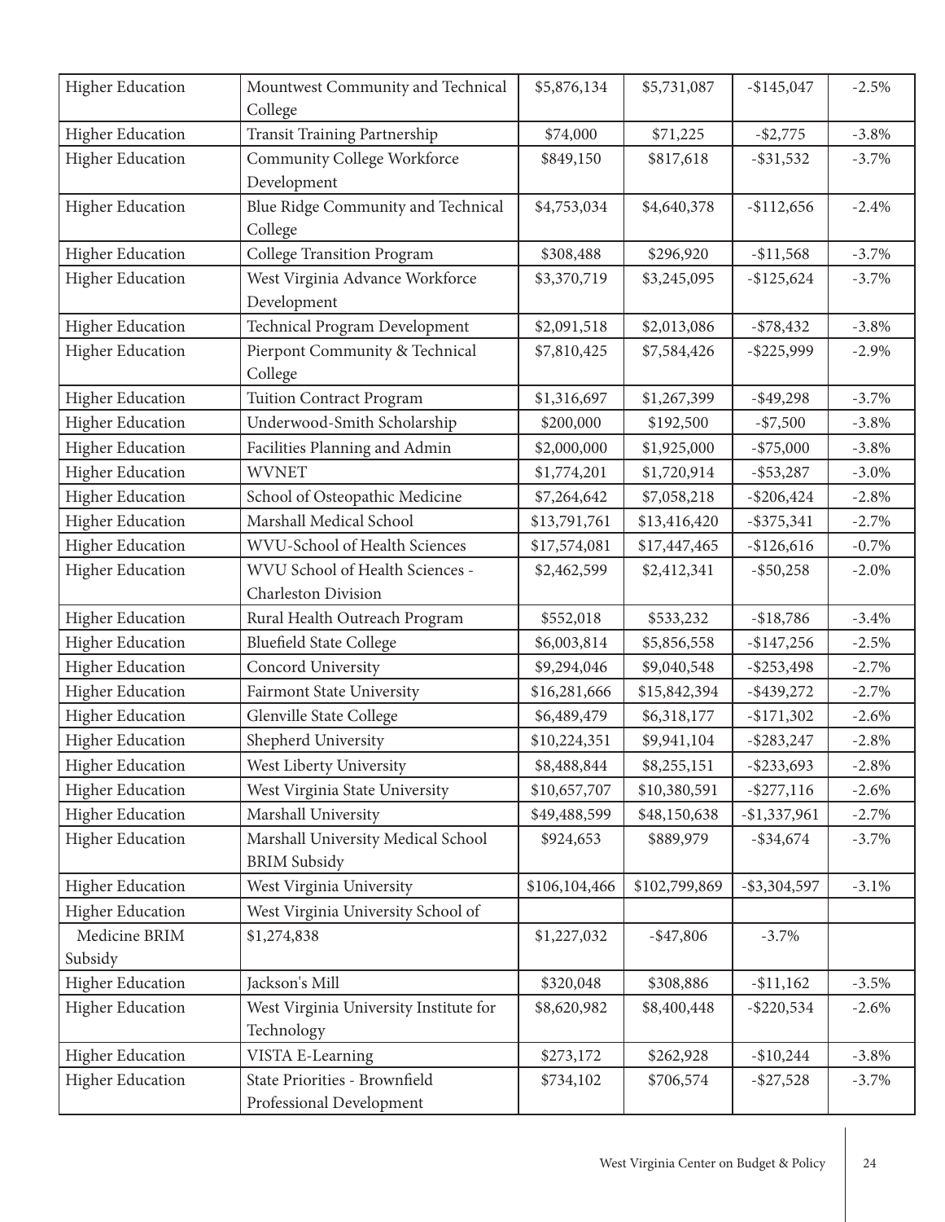| | | | | | |
|---|---|---|---|---|---|
| Higher Education | Mountwest Community and Technical College | $5,876,134 | $5,731,087 | -$145,047 | -2.5% |
| Higher Education | Transit Training Partnership | $74,000 | $71,225 | -$2,775 | -3.8% |
| Higher Education | Community College Workforce Development | $849,150 | $817,618 | -$31,532 | -3.7% |
| Higher Education | Blue Ridge Community and Technical College | $4,753,034 | $4,640,378 | -$112,656 | -2.4% |
| Higher Education | College Transition Program | $308,488 | $296,920 | -$11,568 | -3.7% |
| Higher Education | West Virginia Advance Workforce Development | $3,370,719 | $3,245,095 | -$125,624 | -3.7% |
| Higher Education | Technical Program Development | $2,091,518 | $2,013,086 | -$78,432 | -3.8% |
| Higher Education | Pierpont Community & Technical College | $7,810,425 | $7,584,426 | -$225,999 | -2.9% |
| Higher Education | Tuition Contract Program | $1,316,697 | $1,267,399 | -$49,298 | -3.7% |
| Higher Education | Underwood-Smith Scholarship | $200,000 | $192,500 | -$7,500 | -3.8% |
| Higher Education | Facilities Planning and Admin | $2,000,000 | $1,925,000 | -$75,000 | -3.8% |
| Higher Education | WVNET | $1,774,201 | $1,720,914 | -$53,287 | -3.0% |
| Higher Education | School of Osteopathic Medicine | $7,264,642 | $7,058,218 | -$206,424 | -2.8% |
| Higher Education | Marshall Medical School | $13,791,761 | $13,416,420 | -$375,341 | -2.7% |
| Higher Education | WVU-School of Health Sciences | $17,574,081 | $17,447,465 | -$126,616 | -0.7% |
| Higher Education | WVU School of Health Sciences - Charleston Division | $2,462,599 | $2,412,341 | -$50,258 | -2.0% |
| Higher Education | Rural Health Outreach Program | $552,018 | $533,232 | -$18,786 | -3.4% |
| Higher Education | Bluefield State College | $6,003,814 | $5,856,558 | -$147,256 | -2.5% |
| Higher Education | Concord University | $9,294,046 | $9,040,548 | -$253,498 | -2.7% |
| Higher Education | Fairmont State University | $16,281,666 | $15,842,394 | -$439,272 | -2.7% |
| Higher Education | Glenville State College | $6,489,479 | $6,318,177 | -$171,302 | -2.6% |
| Higher Education | Shepherd University | $10,224,351 | $9,941,104 | -$283,247 | -2.8% |
| Higher Education | West Liberty University | $8,488,844 | $8,255,151 | -$233,693 | -2.8% |
| Higher Education | West Virginia State University | $10,657,707 | $10,380,591 | -$277,116 | -2.6% |
| Higher Education | Marshall University | $49,488,599 | $48,150,638 | -$1,337,961 | -2.7% |
| Higher Education | Marshall University Medical School BRIM Subsidy | $924,653 | $889,979 | -$34,674 | -3.7% |
| Higher Education | West Virginia University | $106,104,466 | $102,799,869 | -$3,304,597 | -3.1% |
| Higher Education | West Virginia University School of | | | | |
| Medicine BRIM Subsidy | $1,274,838 | $1,227,032 | -$47,806 | -3.7% | |
| Higher Education | Jackson's Mill | $320,048 | $308,886 | -$11,162 | -3.5% |
| Higher Education | West Virginia University Institute for Technology | $8,620,982 | $8,400,448 | -$220,534 | -2.6% |
| Higher Education | VISTA E-Learning | $273,172 | $262,928 | -$10,244 | -3.8% |
| Higher Education | State Priorities - Brownfield Professional Development | $734,102 | $706,574 | -$27,528 | -3.7% |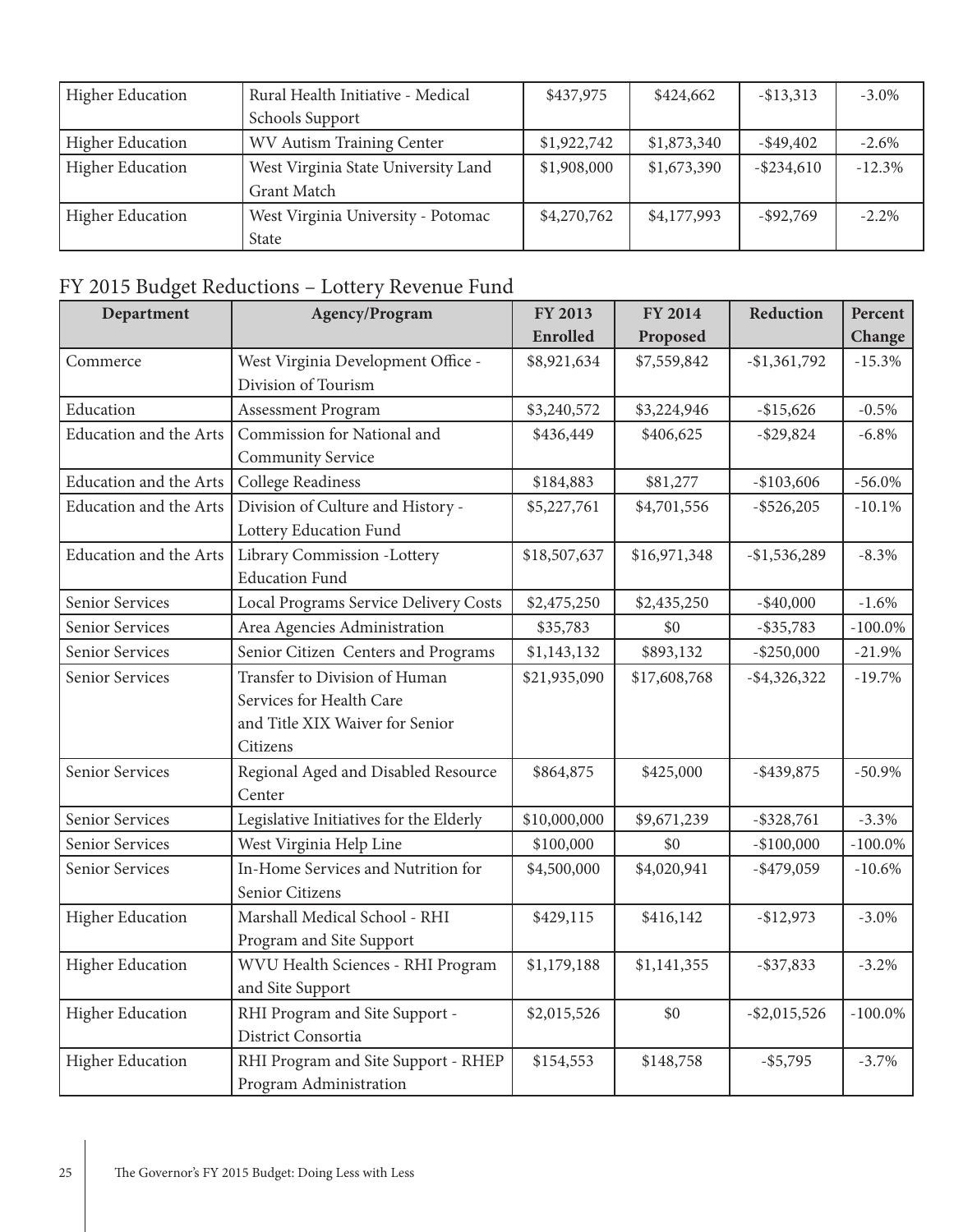| Higher Education | Rural Health Initiative - Medical Schools Support | $437,975 | $424,662 | -$13,313 | -3.0% |
|---|---|---|---|---|---|
| Higher Education | WV Autism Training Center | $1,922,742 | $1,873,340 | -$49,402 | -2.6% |
| Higher Education | West Virginia State University Land Grant Match | $1,908,000 | $1,673,390 | -$234,610 | -12.3% |
| Higher Education | West Virginia University - Potomac State | $4,270,762 | $4,177,993 | -$92,769 | -2.2% |

## FY 2015 Budget Reductions – Lottery Revenue Fund

| Department | Agency/Program | FY 2013 Enrolled | FY 2014 Proposed | Reduction | Percent Change |
|---|---|---|---|---|---|
| Commerce | West Virginia Development Office - Division of Tourism | $8,921,634 | $7,559,842 | -$1,361,792 | -15.3% |
| Education | Assessment Program | $3,240,572 | $3,224,946 | -$15,626 | -0.5% |
| Education and the Arts | Commission for National and Community Service | $436,449 | $406,625 | -$29,824 | -6.8% |
| Education and the Arts | College Readiness | $184,883 | $81,277 | -$103,606 | -56.0% |
| Education and the Arts | Division of Culture and History - Lottery Education Fund | $5,227,761 | $4,701,556 | -$526,205 | -10.1% |
| Education and the Arts | Library Commission -Lottery Education Fund | $18,507,637 | $16,971,348 | -$1,536,289 | -8.3% |
| Senior Services | Local Programs Service Delivery Costs | $2,475,250 | $2,435,250 | -$40,000 | -1.6% |
| Senior Services | Area Agencies Administration | $35,783 | $0 | -$35,783 | -100.0% |
| Senior Services | Senior Citizen Centers and Programs | $1,143,132 | $893,132 | -$250,000 | -21.9% |
| Senior Services | Transfer to Division of Human Services for Health Care and Title XIX Waiver for Senior Citizens | $21,935,090 | $17,608,768 | -$4,326,322 | -19.7% |
| Senior Services | Regional Aged and Disabled Resource Center | $864,875 | $425,000 | -$439,875 | -50.9% |
| Senior Services | Legislative Initiatives for the Elderly | $10,000,000 | $9,671,239 | -$328,761 | -3.3% |
| Senior Services | West Virginia Help Line | $100,000 | $0 | -$100,000 | -100.0% |
| Senior Services | In-Home Services and Nutrition for Senior Citizens | $4,500,000 | $4,020,941 | -$479,059 | -10.6% |
| Higher Education | Marshall Medical School - RHI Program and Site Support | $429,115 | $416,142 | -$12,973 | -3.0% |
| Higher Education | WVU Health Sciences - RHI Program and Site Support | $1,179,188 | $1,141,355 | -$37,833 | -3.2% |
| Higher Education | RHI Program and Site Support - District Consortia | $2,015,526 | $0 | -$2,015,526 | -100.0% |
| Higher Education | RHI Program and Site Support - RHEP Program Administration | $154,553 | $148,758 | -$5,795 | -3.7% |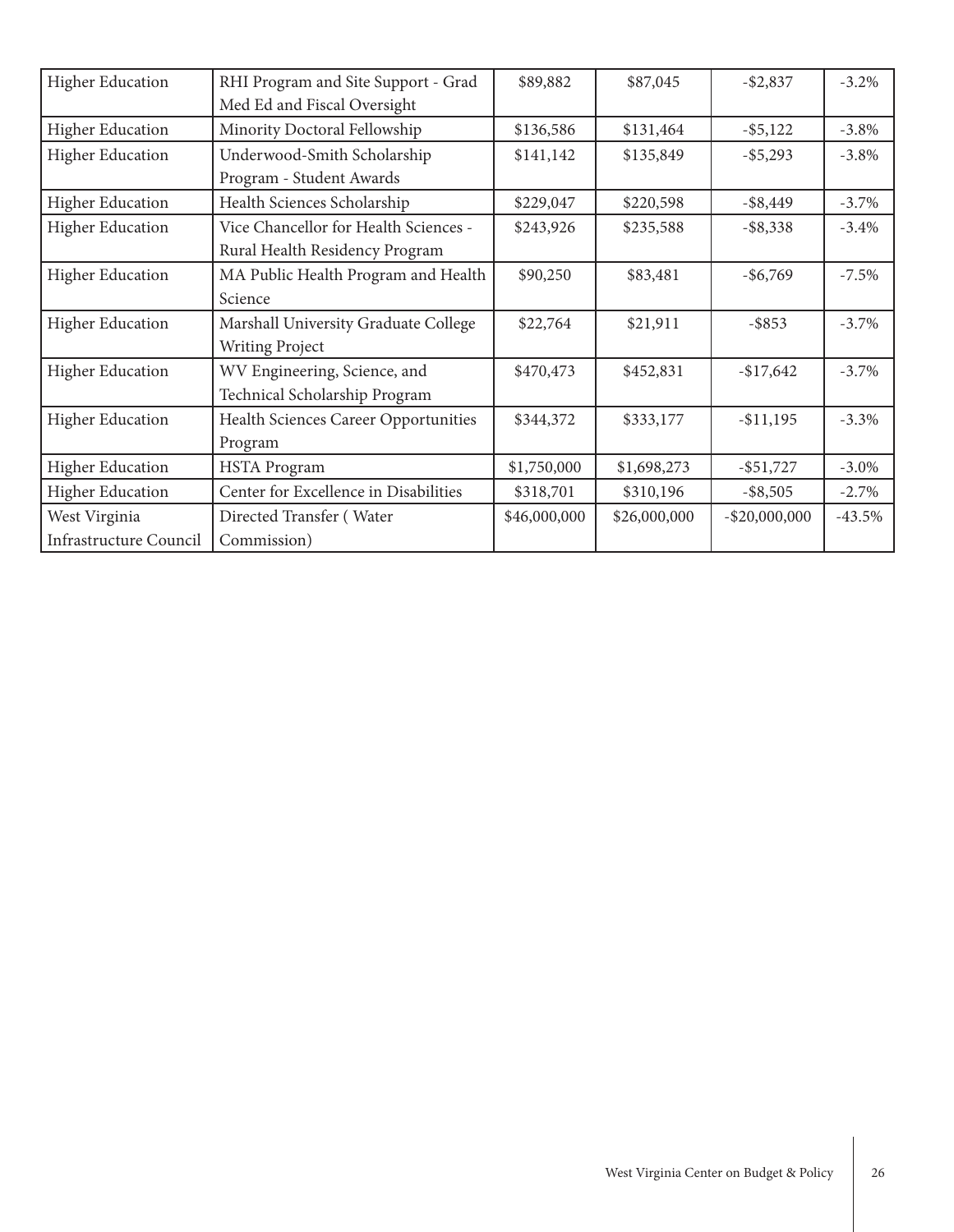| | | | | | |
|---|---|---|---|---|---|
| Higher Education | RHI Program and Site Support - Grad Med Ed and Fiscal Oversight | $89,882 | $87,045 | -$2,837 | -3.2% |
| Higher Education | Minority Doctoral Fellowship | $136,586 | $131,464 | -$5,122 | -3.8% |
| Higher Education | Underwood-Smith Scholarship Program - Student Awards | $141,142 | $135,849 | -$5,293 | -3.8% |
| Higher Education | Health Sciences Scholarship | $229,047 | $220,598 | -$8,449 | -3.7% |
| Higher Education | Vice Chancellor for Health Sciences - Rural Health Residency Program | $243,926 | $235,588 | -$8,338 | -3.4% |
| Higher Education | MA Public Health Program and Health Science | $90,250 | $83,481 | -$6,769 | -7.5% |
| Higher Education | Marshall University Graduate College Writing Project | $22,764 | $21,911 | -$853 | -3.7% |
| Higher Education | WV Engineering, Science, and Technical Scholarship Program | $470,473 | $452,831 | -$17,642 | -3.7% |
| Higher Education | Health Sciences Career Opportunities Program | $344,372 | $333,177 | -$11,195 | -3.3% |
| Higher Education | HSTA Program | $1,750,000 | $1,698,273 | -$51,727 | -3.0% |
| Higher Education | Center for Excellence in Disabilities | $318,701 | $310,196 | -$8,505 | -2.7% |
| West Virginia Infrastructure Council | Directed Transfer ( Water Commission) | $46,000,000 | $26,000,000 | -$20,000,000 | -43.5% |